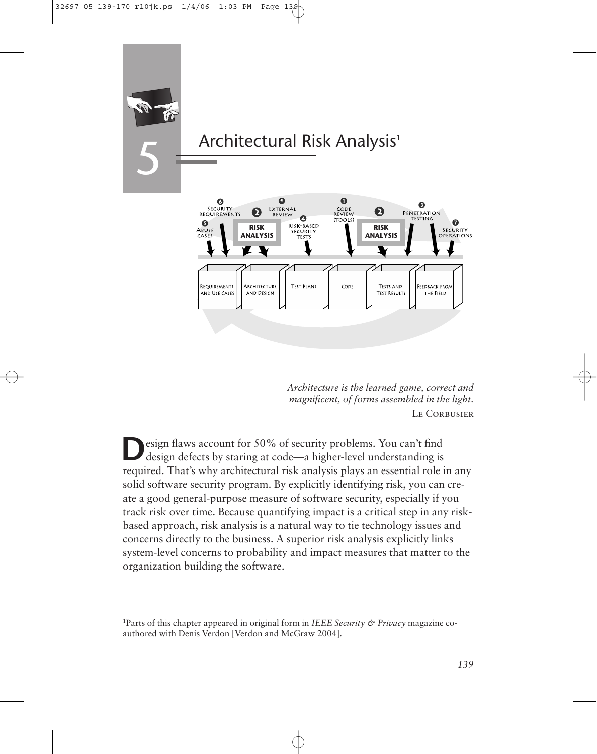# 5 Architectural Risk Analysis[1]

*Architecture is the learned game, correct and magnificent, of forms assembled in the light.*

Le Corbusier

Design flaws account for 50% of security problems. You can't find design defects by staring at code—a higher-level understanding is required. That's why architectural risk analysis plays an essential role in any solid software security program. By explicitly identifying risk, you can create a good general-purpose measure of software security, especially if you track risk over time. Because quantifying impact is a critical step in any risk-based approach, risk analysis is a natural way to tie technology issues and concerns directly to the business. A superior risk analysis explicitly links system-level concerns to probability and impact measures that matter to the organization building the software.

[1]Parts of this chapter appeared in original form in *IEEE Security & Privacy* magazine co-authored with Denis Verdon [Verdon and McGraw 2004].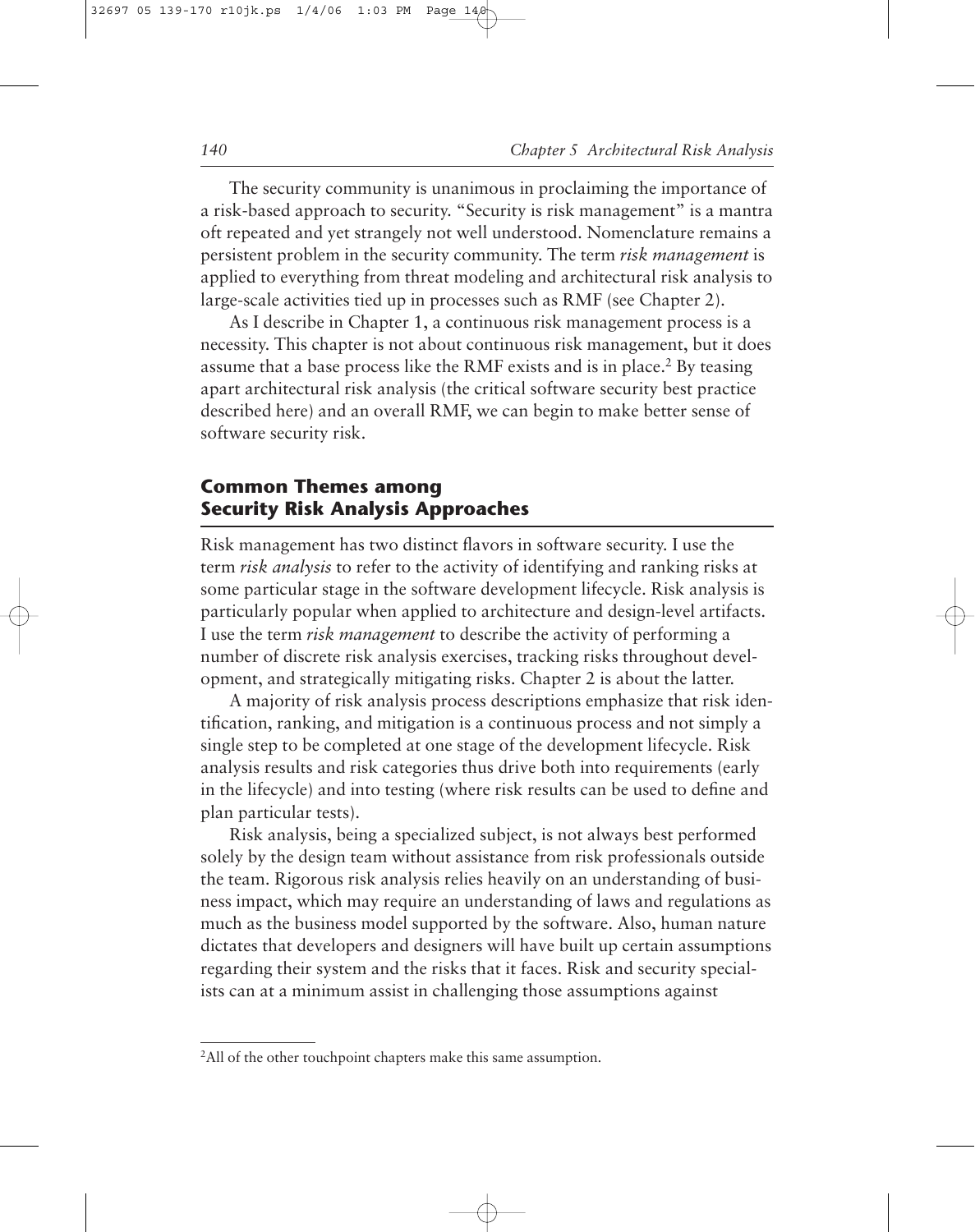The security community is unanimous in proclaiming the importance of a risk-based approach to security. "Security is risk management" is a mantra oft repeated and yet strangely not well understood. Nomenclature remains a persistent problem in the security community. The term *risk management* is applied to everything from threat modeling and architectural risk analysis to large-scale activities tied up in processes such as RMF (see Chapter 2).

As I describe in Chapter 1, a continuous risk management process is a necessity. This chapter is not about continuous risk management, but it does assume that a base process like the RMF exists and is in place.[2] By teasing apart architectural risk analysis (the critical software security best practice described here) and an overall RMF, we can begin to make better sense of software security risk.

## Common Themes among Security Risk Analysis Approaches

Risk management has two distinct flavors in software security. I use the term *risk analysis* to refer to the activity of identifying and ranking risks at some particular stage in the software development lifecycle. Risk analysis is particularly popular when applied to architecture and design-level artifacts. I use the term *risk management* to describe the activity of performing a number of discrete risk analysis exercises, tracking risks throughout development, and strategically mitigating risks. Chapter 2 is about the latter.

A majority of risk analysis process descriptions emphasize that risk identification, ranking, and mitigation is a continuous process and not simply a single step to be completed at one stage of the development lifecycle. Risk analysis results and risk categories thus drive both into requirements (early in the lifecycle) and into testing (where risk results can be used to define and plan particular tests).

Risk analysis, being a specialized subject, is not always best performed solely by the design team without assistance from risk professionals outside the team. Rigorous risk analysis relies heavily on an understanding of business impact, which may require an understanding of laws and regulations as much as the business model supported by the software. Also, human nature dictates that developers and designers will have built up certain assumptions regarding their system and the risks that it faces. Risk and security specialists can at a minimum assist in challenging those assumptions against

---

[2]All of the other touchpoint chapters make this same assumption.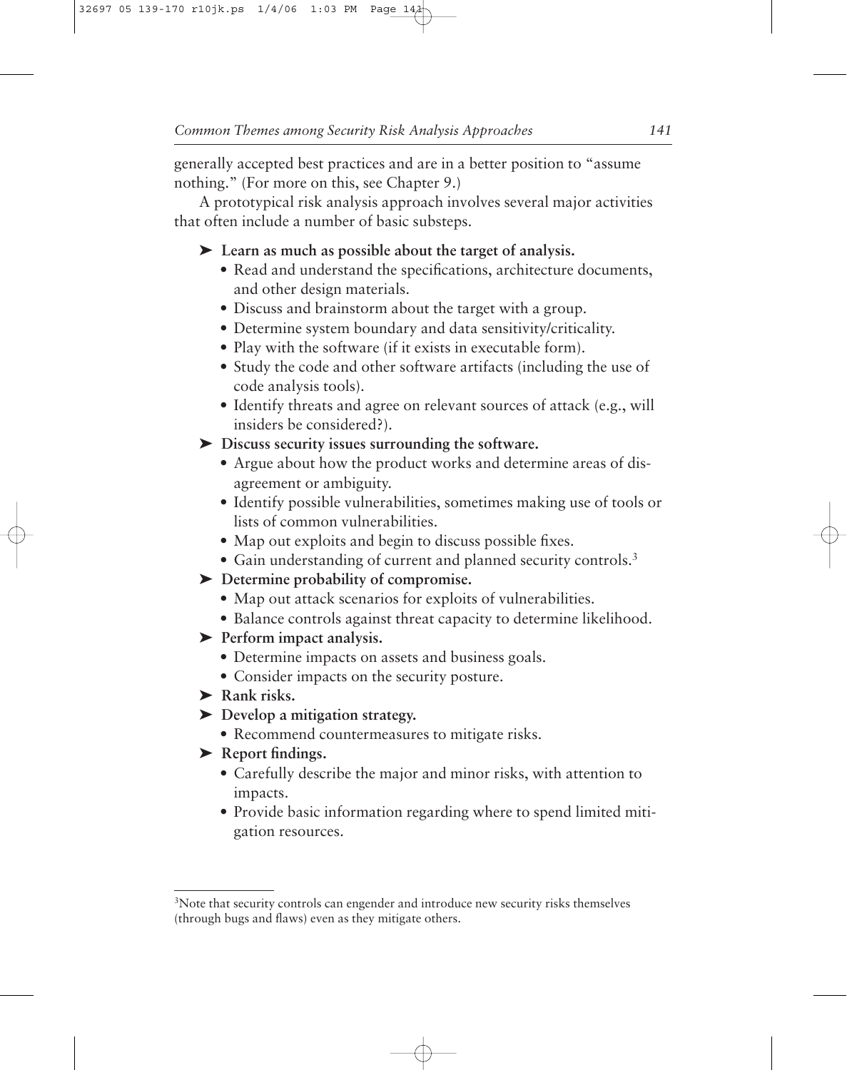generally accepted best practices and are in a better position to "assume nothing." (For more on this, see Chapter 9.)

A prototypical risk analysis approach involves several major activities that often include a number of basic substeps.

- **Learn as much as possible about the target of analysis.**
  - Read and understand the specifications, architecture documents, and other design materials.
  - Discuss and brainstorm about the target with a group.
  - Determine system boundary and data sensitivity/criticality.
  - Play with the software (if it exists in executable form).
  - Study the code and other software artifacts (including the use of code analysis tools).
  - Identify threats and agree on relevant sources of attack (e.g., will insiders be considered?).
- **Discuss security issues surrounding the software.**
  - Argue about how the product works and determine areas of disagreement or ambiguity.
  - Identify possible vulnerabilities, sometimes making use of tools or lists of common vulnerabilities.
  - Map out exploits and begin to discuss possible fixes.
  - Gain understanding of current and planned security controls.[3]
- **Determine probability of compromise.**
  - Map out attack scenarios for exploits of vulnerabilities.
  - Balance controls against threat capacity to determine likelihood.
- **Perform impact analysis.**
  - Determine impacts on assets and business goals.
  - Consider impacts on the security posture.
- **Rank risks.**
- **Develop a mitigation strategy.**
  - Recommend countermeasures to mitigate risks.
- **Report findings.**
  - Carefully describe the major and minor risks, with attention to impacts.
  - Provide basic information regarding where to spend limited mitigation resources.

---

[3]Note that security controls can engender and introduce new security risks themselves (through bugs and flaws) even as they mitigate others.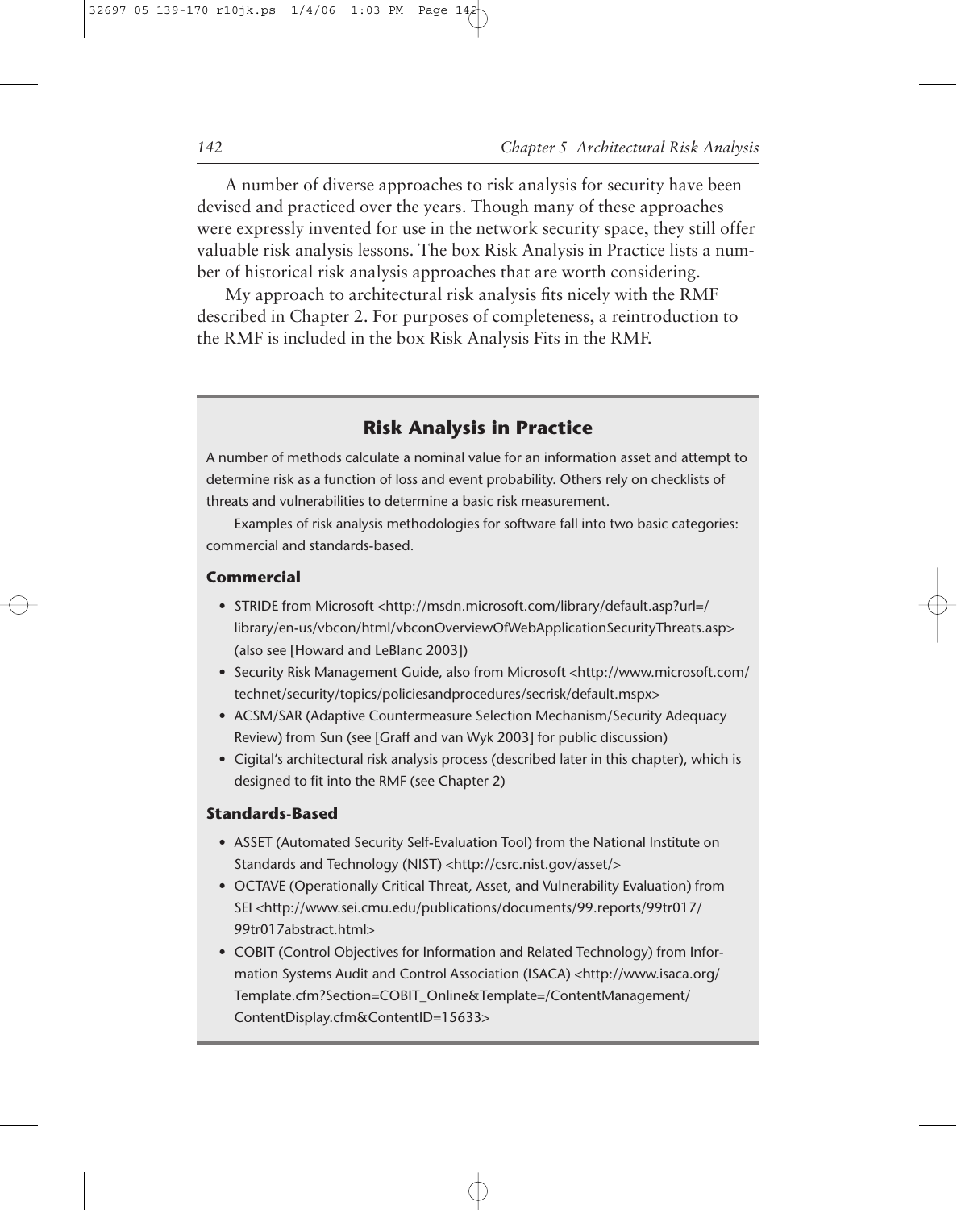A number of diverse approaches to risk analysis for security have been devised and practiced over the years. Though many of these approaches were expressly invented for use in the network security space, they still offer valuable risk analysis lessons. The box Risk Analysis in Practice lists a number of historical risk analysis approaches that are worth considering.

My approach to architectural risk analysis fits nicely with the RMF described in Chapter 2. For purposes of completeness, a reintroduction to the RMF is included in the box Risk Analysis Fits in the RMF.

## Risk Analysis in Practice

A number of methods calculate a nominal value for an information asset and attempt to determine risk as a function of loss and event probability. Others rely on checklists of threats and vulnerabilities to determine a basic risk measurement.

Examples of risk analysis methodologies for software fall into two basic categories: commercial and standards-based.

### Commercial

- STRIDE from Microsoft <http://msdn.microsoft.com/library/default.asp?url=/library/en-us/vbcon/html/vbconOverviewOfWebApplicationSecurityThreats.asp> (also see [Howard and LeBlanc 2003])
- Security Risk Management Guide, also from Microsoft <http://www.microsoft.com/technet/security/topics/policiesandprocedures/secrisk/default.mspx>
- ACSM/SAR (Adaptive Countermeasure Selection Mechanism/Security Adequacy Review) from Sun (see [Graff and van Wyk 2003] for public discussion)
- Cigital's architectural risk analysis process (described later in this chapter), which is designed to fit into the RMF (see Chapter 2)

### Standards-Based

- ASSET (Automated Security Self-Evaluation Tool) from the National Institute on Standards and Technology (NIST) <http://csrc.nist.gov/asset/>
- OCTAVE (Operationally Critical Threat, Asset, and Vulnerability Evaluation) from SEI <http://www.sei.cmu.edu/publications/documents/99.reports/99tr017/99tr017abstract.html>
- COBIT (Control Objectives for Information and Related Technology) from Information Systems Audit and Control Association (ISACA) <http://www.isaca.org/Template.cfm?Section=COBIT_Online&Template=/ContentManagement/ContentDisplay.cfm&ContentID=15633>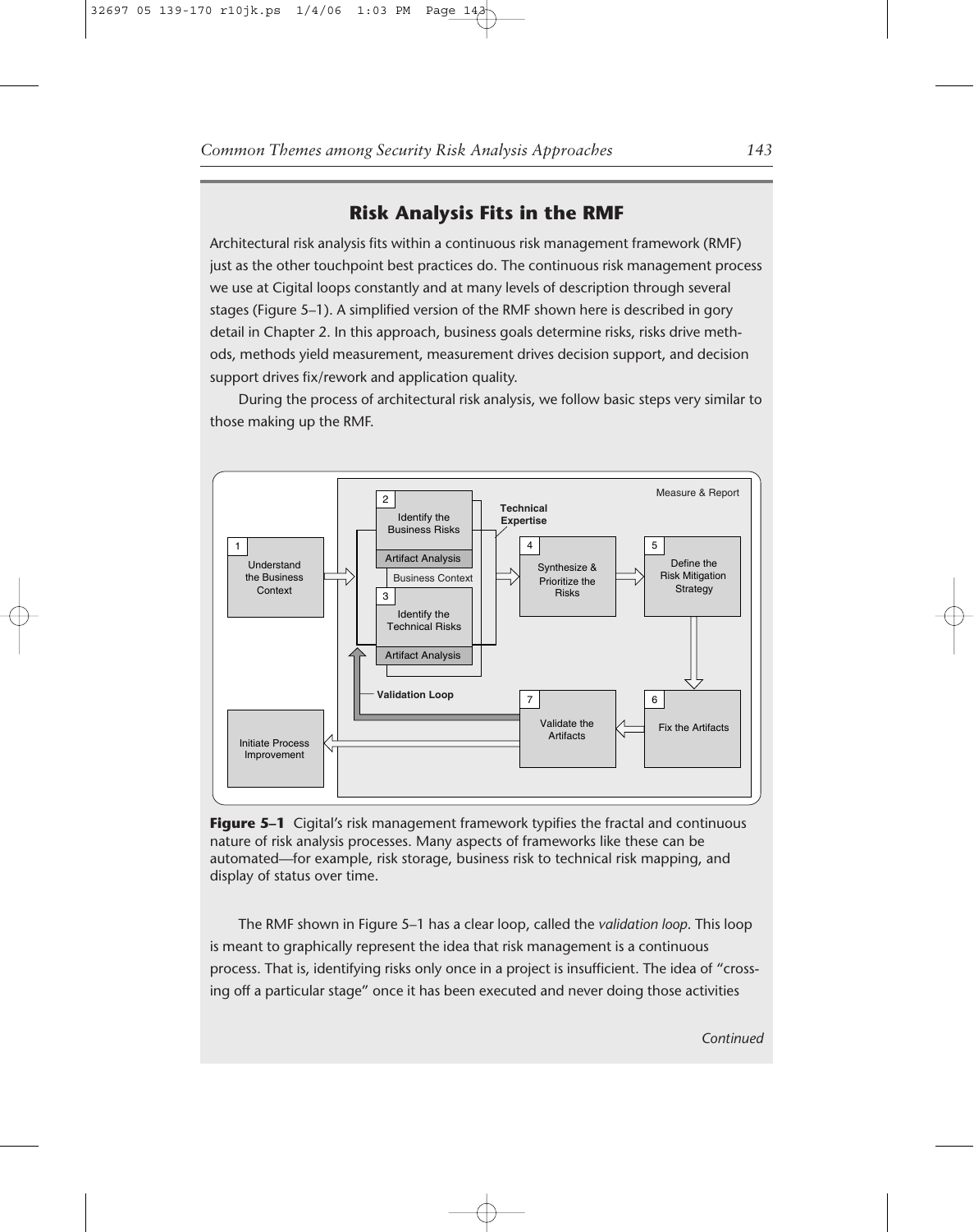## Risk Analysis Fits in the RMF

Architectural risk analysis fits within a continuous risk management framework (RMF) just as the other touchpoint best practices do. The continuous risk management process we use at Cigital loops constantly and at many levels of description through several stages (Figure 5–1). A simplified version of the RMF shown here is described in gory detail in Chapter 2. In this approach, business goals determine risks, risks drive methods, methods yield measurement, measurement drives decision support, and decision support drives fix/rework and application quality.

During the process of architectural risk analysis, we follow basic steps very similar to those making up the RMF.

**Figure 5–1** Cigital's risk management framework typifies the fractal and continuous nature of risk analysis processes. Many aspects of frameworks like these can be automated—for example, risk storage, business risk to technical risk mapping, and display of status over time.

The RMF shown in Figure 5–1 has a clear loop, called the *validation loop*. This loop is meant to graphically represent the idea that risk management is a continuous process. That is, identifying risks only once in a project is insufficient. The idea of "crossing off a particular stage" once it has been executed and never doing those activities

*Continued*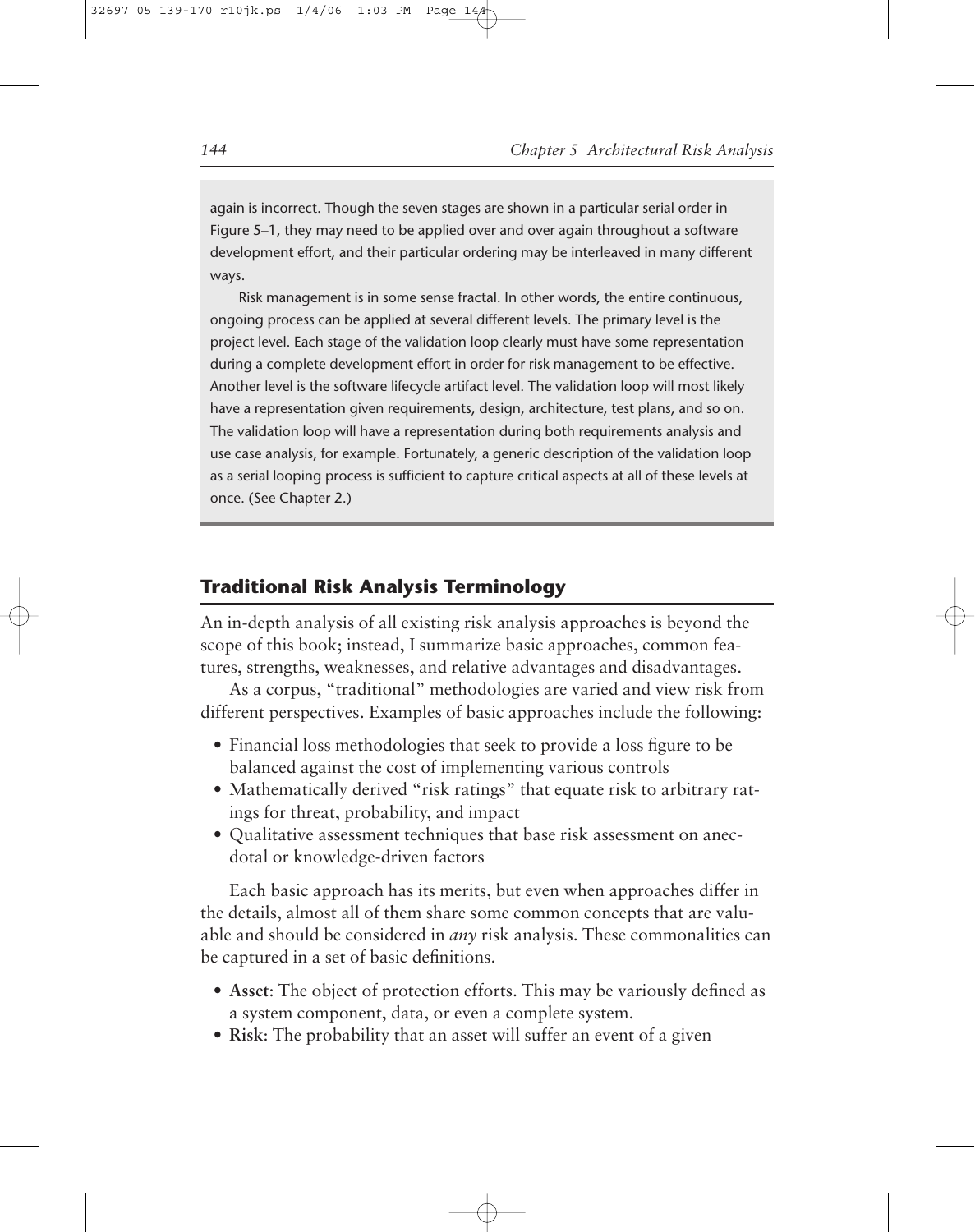again is incorrect. Though the seven stages are shown in a particular serial order in Figure 5–1, they may need to be applied over and over again throughout a software development effort, and their particular ordering may be interleaved in many different ways.

Risk management is in some sense fractal. In other words, the entire continuous, ongoing process can be applied at several different levels. The primary level is the project level. Each stage of the validation loop clearly must have some representation during a complete development effort in order for risk management to be effective. Another level is the software lifecycle artifact level. The validation loop will most likely have a representation given requirements, design, architecture, test plans, and so on. The validation loop will have a representation during both requirements analysis and use case analysis, for example. Fortunately, a generic description of the validation loop as a serial looping process is sufficient to capture critical aspects at all of these levels at once. (See Chapter 2.)

## Traditional Risk Analysis Terminology

An in-depth analysis of all existing risk analysis approaches is beyond the scope of this book; instead, I summarize basic approaches, common features, strengths, weaknesses, and relative advantages and disadvantages.

As a corpus, "traditional" methodologies are varied and view risk from different perspectives. Examples of basic approaches include the following:

- Financial loss methodologies that seek to provide a loss figure to be balanced against the cost of implementing various controls
- Mathematically derived "risk ratings" that equate risk to arbitrary ratings for threat, probability, and impact
- Qualitative assessment techniques that base risk assessment on anecdotal or knowledge-driven factors

Each basic approach has its merits, but even when approaches differ in the details, almost all of them share some common concepts that are valuable and should be considered in *any* risk analysis. These commonalities can be captured in a set of basic definitions.

- **Asset**: The object of protection efforts. This may be variously defined as a system component, data, or even a complete system.
- **Risk**: The probability that an asset will suffer an event of a given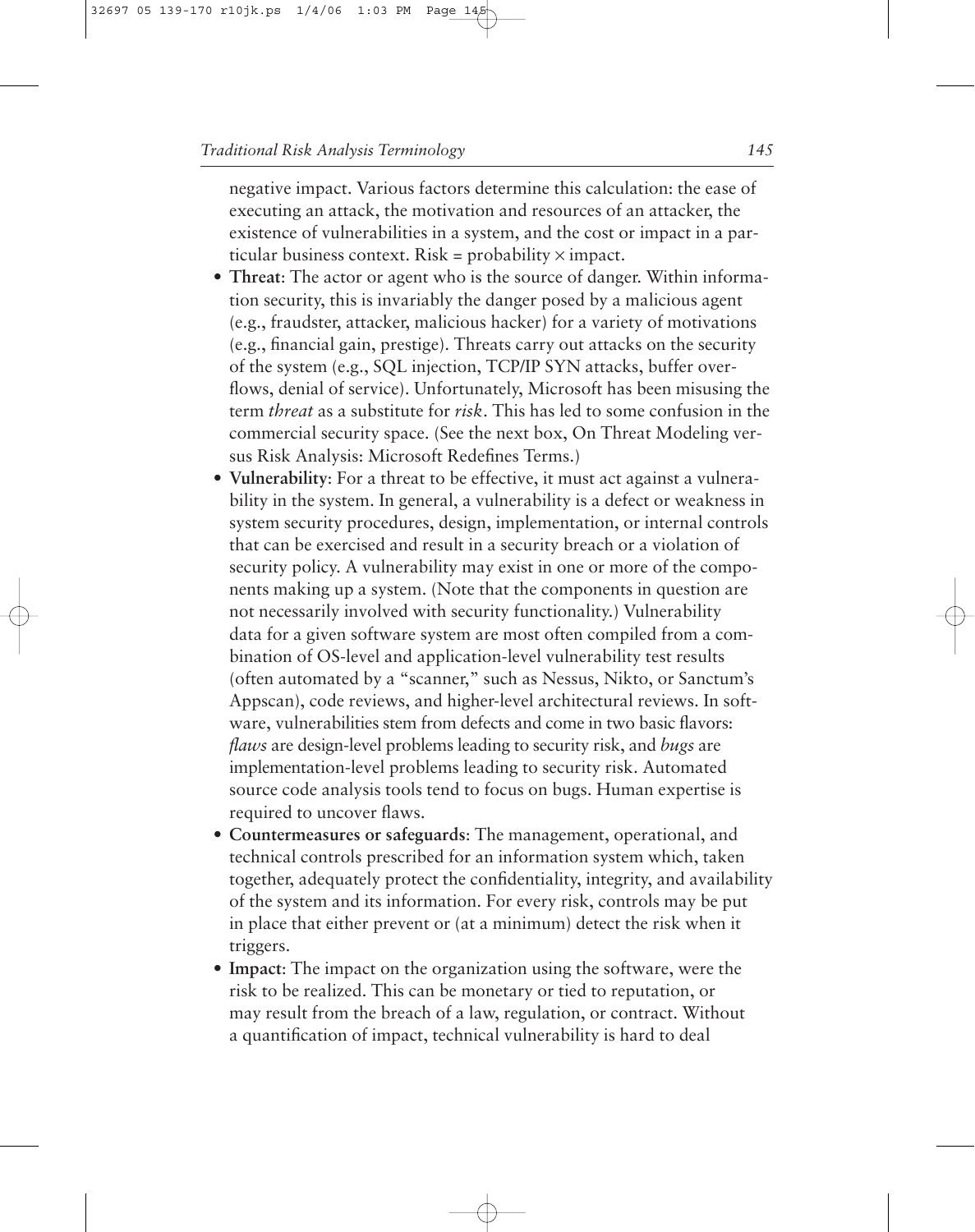negative impact. Various factors determine this calculation: the ease of executing an attack, the motivation and resources of an attacker, the existence of vulnerabilities in a system, and the cost or impact in a particular business context. Risk = probability × impact.

- **Threat**: The actor or agent who is the source of danger. Within information security, this is invariably the danger posed by a malicious agent (e.g., fraudster, attacker, malicious hacker) for a variety of motivations (e.g., financial gain, prestige). Threats carry out attacks on the security of the system (e.g., SQL injection, TCP/IP SYN attacks, buffer overflows, denial of service). Unfortunately, Microsoft has been misusing the term *threat* as a substitute for *risk*. This has led to some confusion in the commercial security space. (See the next box, On Threat Modeling versus Risk Analysis: Microsoft Redefines Terms.)
- **Vulnerability**: For a threat to be effective, it must act against a vulnerability in the system. In general, a vulnerability is a defect or weakness in system security procedures, design, implementation, or internal controls that can be exercised and result in a security breach or a violation of security policy. A vulnerability may exist in one or more of the components making up a system. (Note that the components in question are not necessarily involved with security functionality.) Vulnerability data for a given software system are most often compiled from a combination of OS-level and application-level vulnerability test results (often automated by a "scanner," such as Nessus, Nikto, or Sanctum's Appscan), code reviews, and higher-level architectural reviews. In software, vulnerabilities stem from defects and come in two basic flavors: *flaws* are design-level problems leading to security risk, and *bugs* are implementation-level problems leading to security risk. Automated source code analysis tools tend to focus on bugs. Human expertise is required to uncover flaws.
- **Countermeasures or safeguards**: The management, operational, and technical controls prescribed for an information system which, taken together, adequately protect the confidentiality, integrity, and availability of the system and its information. For every risk, controls may be put in place that either prevent or (at a minimum) detect the risk when it triggers.
- **Impact**: The impact on the organization using the software, were the risk to be realized. This can be monetary or tied to reputation, or may result from the breach of a law, regulation, or contract. Without a quantification of impact, technical vulnerability is hard to deal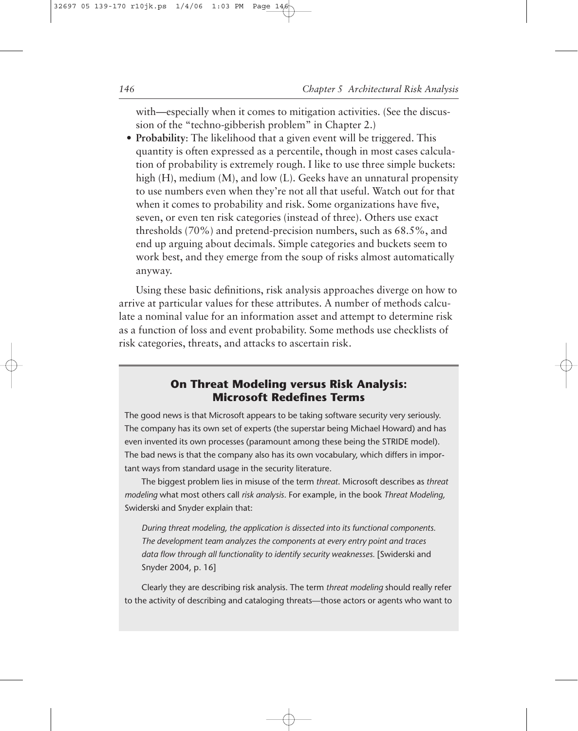with—especially when it comes to mitigation activities. (See the discussion of the "techno-gibberish problem" in Chapter 2.)

- **Probability**: The likelihood that a given event will be triggered. This quantity is often expressed as a percentile, though in most cases calculation of probability is extremely rough. I like to use three simple buckets: high (H), medium (M), and low (L). Geeks have an unnatural propensity to use numbers even when they're not all that useful. Watch out for that when it comes to probability and risk. Some organizations have five, seven, or even ten risk categories (instead of three). Others use exact thresholds (70%) and pretend-precision numbers, such as 68.5%, and end up arguing about decimals. Simple categories and buckets seem to work best, and they emerge from the soup of risks almost automatically anyway.

Using these basic definitions, risk analysis approaches diverge on how to arrive at particular values for these attributes. A number of methods calculate a nominal value for an information asset and attempt to determine risk as a function of loss and event probability. Some methods use checklists of risk categories, threats, and attacks to ascertain risk.

## On Threat Modeling versus Risk Analysis: Microsoft Redefines Terms

The good news is that Microsoft appears to be taking software security very seriously. The company has its own set of experts (the superstar being Michael Howard) and has even invented its own processes (paramount among these being the STRIDE model). The bad news is that the company also has its own vocabulary, which differs in important ways from standard usage in the security literature.

The biggest problem lies in misuse of the term *threat*. Microsoft describes as *threat modeling* what most others call *risk analysis*. For example, in the book *Threat Modeling,* Swiderski and Snyder explain that:

> *During threat modeling, the application is dissected into its functional components. The development team analyzes the components at every entry point and traces data flow through all functionality to identify security weaknesses.* [Swiderski and Snyder 2004, p. 16]

Clearly they are describing risk analysis. The term *threat modeling* should really refer to the activity of describing and cataloging threats—those actors or agents who want to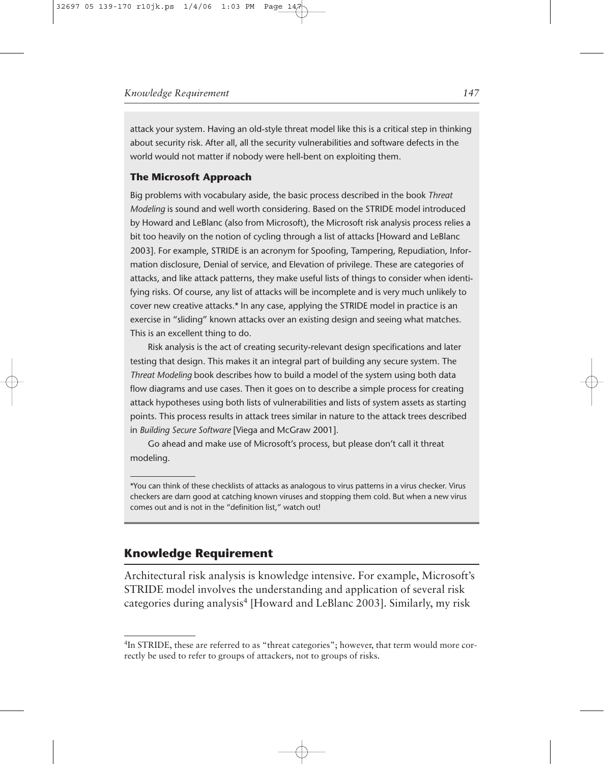attack your system. Having an old-style threat model like this is a critical step in thinking about security risk. After all, all the security vulnerabilities and software defects in the world would not matter if nobody were hell-bent on exploiting them.

### The Microsoft Approach

Big problems with vocabulary aside, the basic process described in the book *Threat Modeling* is sound and well worth considering. Based on the STRIDE model introduced by Howard and LeBlanc (also from Microsoft), the Microsoft risk analysis process relies a bit too heavily on the notion of cycling through a list of attacks [Howard and LeBlanc 2003]. For example, STRIDE is an acronym for Spoofing, Tampering, Repudiation, Information disclosure, Denial of service, and Elevation of privilege. These are categories of attacks, and like attack patterns, they make useful lists of things to consider when identifying risks. Of course, any list of attacks will be incomplete and is very much unlikely to cover new creative attacks.* In any case, applying the STRIDE model in practice is an exercise in "sliding" known attacks over an existing design and seeing what matches. This is an excellent thing to do.

Risk analysis is the act of creating security-relevant design specifications and later testing that design. This makes it an integral part of building any secure system. The *Threat Modeling* book describes how to build a model of the system using both data flow diagrams and use cases. Then it goes on to describe a simple process for creating attack hypotheses using both lists of vulnerabilities and lists of system assets as starting points. This process results in attack trees similar in nature to the attack trees described in *Building Secure Software* [Viega and McGraw 2001].

Go ahead and make use of Microsoft's process, but please don't call it threat modeling.

*You can think of these checklists of attacks as analogous to virus patterns in a virus checker. Virus checkers are darn good at catching known viruses and stopping them cold. But when a new virus comes out and is not in the "definition list," watch out!

## Knowledge Requirement

Architectural risk analysis is knowledge intensive. For example, Microsoft's STRIDE model involves the understanding and application of several risk categories during analysis[4] [Howard and LeBlanc 2003]. Similarly, my risk

[4]In STRIDE, these are referred to as "threat categories"; however, that term would more correctly be used to refer to groups of attackers, not to groups of risks.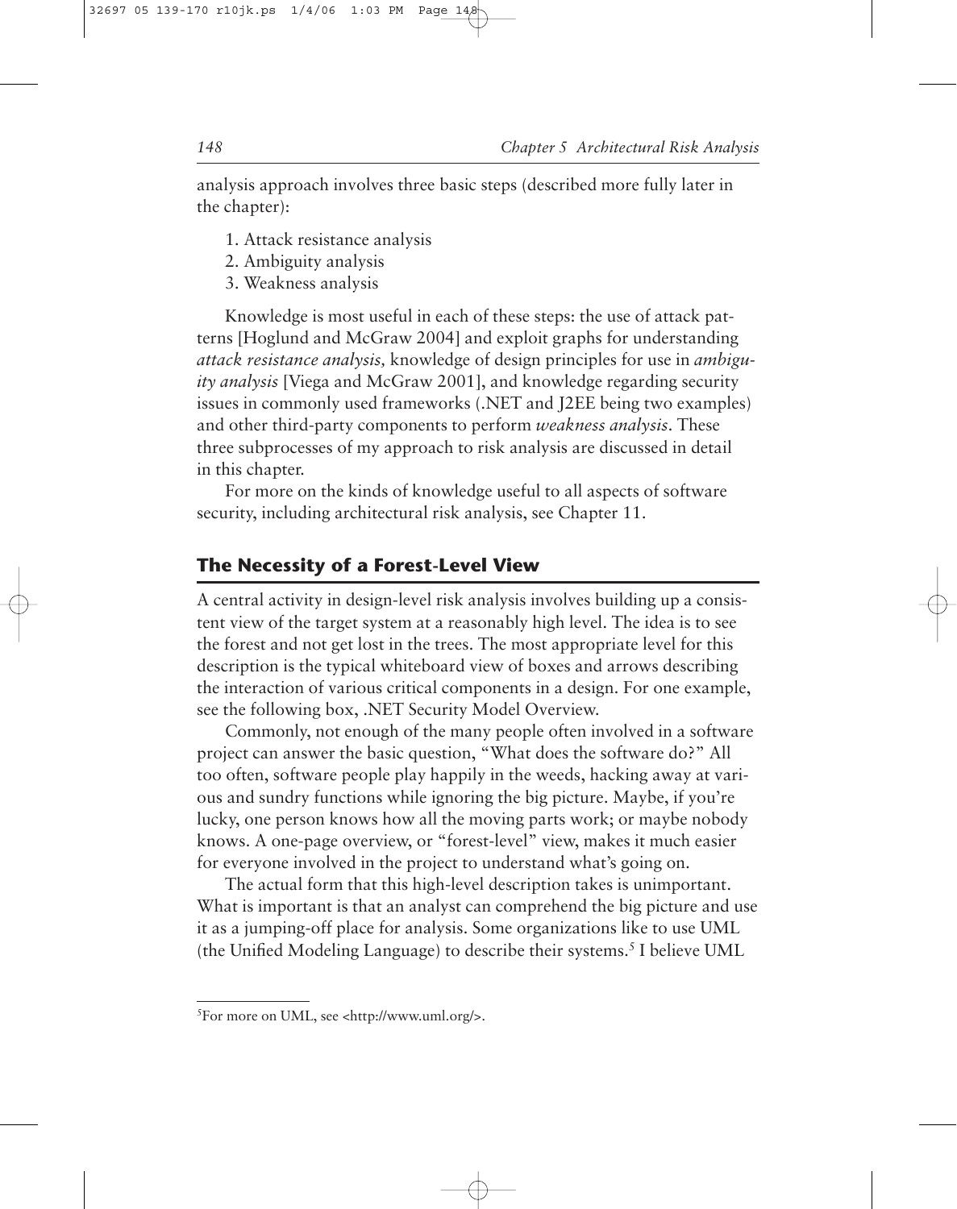analysis approach involves three basic steps (described more fully later in the chapter):

1. Attack resistance analysis
2. Ambiguity analysis
3. Weakness analysis

Knowledge is most useful in each of these steps: the use of attack patterns [Hoglund and McGraw 2004] and exploit graphs for understanding *attack resistance analysis,* knowledge of design principles for use in *ambiguity analysis* [Viega and McGraw 2001], and knowledge regarding security issues in commonly used frameworks (.NET and J2EE being two examples) and other third-party components to perform *weakness analysis*. These three subprocesses of my approach to risk analysis are discussed in detail in this chapter.

For more on the kinds of knowledge useful to all aspects of software security, including architectural risk analysis, see Chapter 11.

## The Necessity of a Forest-Level View

A central activity in design-level risk analysis involves building up a consistent view of the target system at a reasonably high level. The idea is to see the forest and not get lost in the trees. The most appropriate level for this description is the typical whiteboard view of boxes and arrows describing the interaction of various critical components in a design. For one example, see the following box, .NET Security Model Overview.

Commonly, not enough of the many people often involved in a software project can answer the basic question, "What does the software do?" All too often, software people play happily in the weeds, hacking away at various and sundry functions while ignoring the big picture. Maybe, if you're lucky, one person knows how all the moving parts work; or maybe nobody knows. A one-page overview, or "forest-level" view, makes it much easier for everyone involved in the project to understand what's going on.

The actual form that this high-level description takes is unimportant. What is important is that an analyst can comprehend the big picture and use it as a jumping-off place for analysis. Some organizations like to use UML (the Unified Modeling Language) to describe their systems.[5] I believe UML

[5]For more on UML, see <http://www.uml.org/>.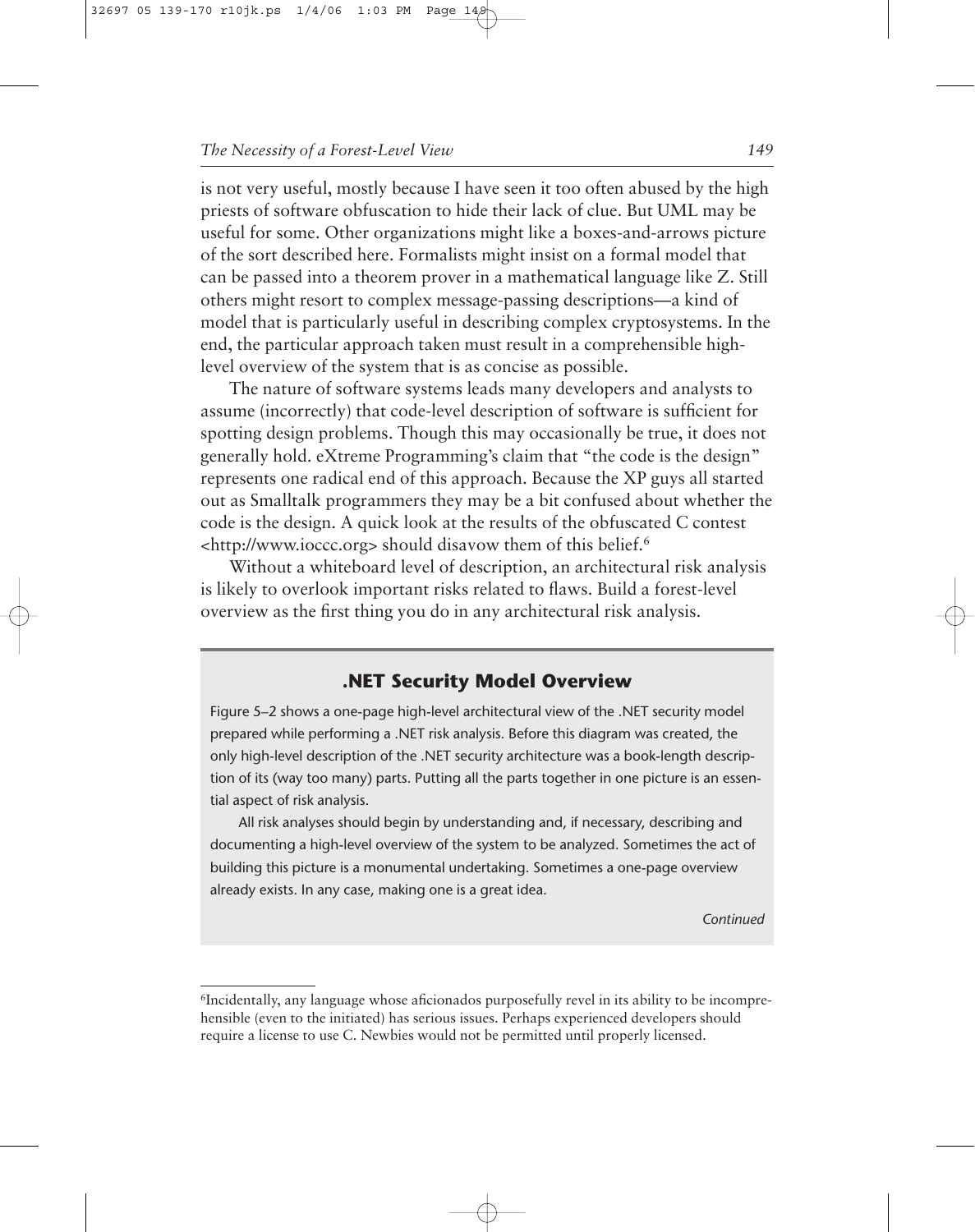is not very useful, mostly because I have seen it too often abused by the high priests of software obfuscation to hide their lack of clue. But UML may be useful for some. Other organizations might like a boxes-and-arrows picture of the sort described here. Formalists might insist on a formal model that can be passed into a theorem prover in a mathematical language like Z. Still others might resort to complex message-passing descriptions—a kind of model that is particularly useful in describing complex cryptosystems. In the end, the particular approach taken must result in a comprehensible high-level overview of the system that is as concise as possible.

The nature of software systems leads many developers and analysts to assume (incorrectly) that code-level description of software is sufficient for spotting design problems. Though this may occasionally be true, it does not generally hold. eXtreme Programming's claim that "the code is the design" represents one radical end of this approach. Because the XP guys all started out as Smalltalk programmers they may be a bit confused about whether the code is the design. A quick look at the results of the obfuscated C contest <http://www.ioccc.org> should disavow them of this belief.[6]

Without a whiteboard level of description, an architectural risk analysis is likely to overlook important risks related to flaws. Build a forest-level overview as the first thing you do in any architectural risk analysis.

### .NET Security Model Overview

Figure 5–2 shows a one-page high-level architectural view of the .NET security model prepared while performing a .NET risk analysis. Before this diagram was created, the only high-level description of the .NET security architecture was a book-length description of its (way too many) parts. Putting all the parts together in one picture is an essential aspect of risk analysis.

All risk analyses should begin by understanding and, if necessary, describing and documenting a high-level overview of the system to be analyzed. Sometimes the act of building this picture is a monumental undertaking. Sometimes a one-page overview already exists. In any case, making one is a great idea.

*Continued*

---

[6] Incidentally, any language whose aficionados purposefully revel in its ability to be incomprehensible (even to the initiated) has serious issues. Perhaps experienced developers should require a license to use C. Newbies would not be permitted until properly licensed.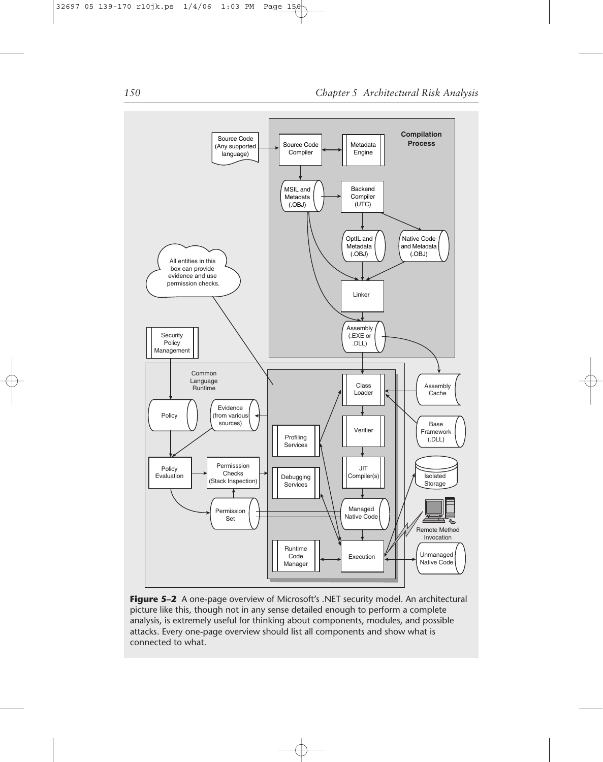**Figure 5–2** A one-page overview of Microsoft's .NET security model. An architectural picture like this, though not in any sense detailed enough to perform a complete analysis, is extremely useful for thinking about components, modules, and possible attacks. Every one-page overview should list all components and show what is connected to what.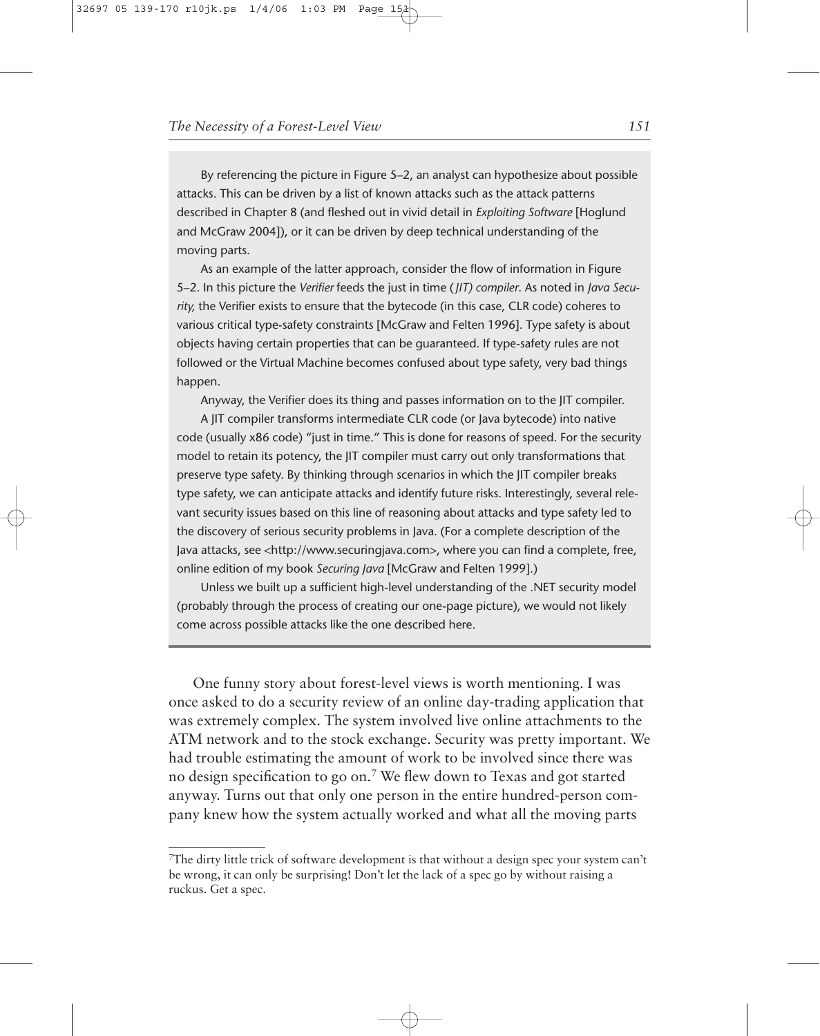By referencing the picture in Figure 5–2, an analyst can hypothesize about possible attacks. This can be driven by a list of known attacks such as the attack patterns described in Chapter 8 (and fleshed out in vivid detail in *Exploiting Software* [Hoglund and McGraw 2004]), or it can be driven by deep technical understanding of the moving parts.

As an example of the latter approach, consider the flow of information in Figure 5–2. In this picture the *Verifier* feeds the just in time (*JIT) compiler*. As noted in *Java Security,* the Verifier exists to ensure that the bytecode (in this case, CLR code) coheres to various critical type-safety constraints [McGraw and Felten 1996]. Type safety is about objects having certain properties that can be guaranteed. If type-safety rules are not followed or the Virtual Machine becomes confused about type safety, very bad things happen.

Anyway, the Verifier does its thing and passes information on to the JIT compiler.

A JIT compiler transforms intermediate CLR code (or Java bytecode) into native code (usually x86 code) "just in time." This is done for reasons of speed. For the security model to retain its potency, the JIT compiler must carry out only transformations that preserve type safety. By thinking through scenarios in which the JIT compiler breaks type safety, we can anticipate attacks and identify future risks. Interestingly, several relevant security issues based on this line of reasoning about attacks and type safety led to the discovery of serious security problems in Java. (For a complete description of the Java attacks, see <http://www.securingjava.com>, where you can find a complete, free, online edition of my book *Securing Java* [McGraw and Felten 1999].)

Unless we built up a sufficient high-level understanding of the .NET security model (probably through the process of creating our one-page picture), we would not likely come across possible attacks like the one described here.

One funny story about forest-level views is worth mentioning. I was once asked to do a security review of an online day-trading application that was extremely complex. The system involved live online attachments to the ATM network and to the stock exchange. Security was pretty important. We had trouble estimating the amount of work to be involved since there was no design specification to go on.[7] We flew down to Texas and got started anyway. Turns out that only one person in the entire hundred-person company knew how the system actually worked and what all the moving parts

[7]The dirty little trick of software development is that without a design spec your system can't be wrong, it can only be surprising! Don't let the lack of a spec go by without raising a ruckus. Get a spec.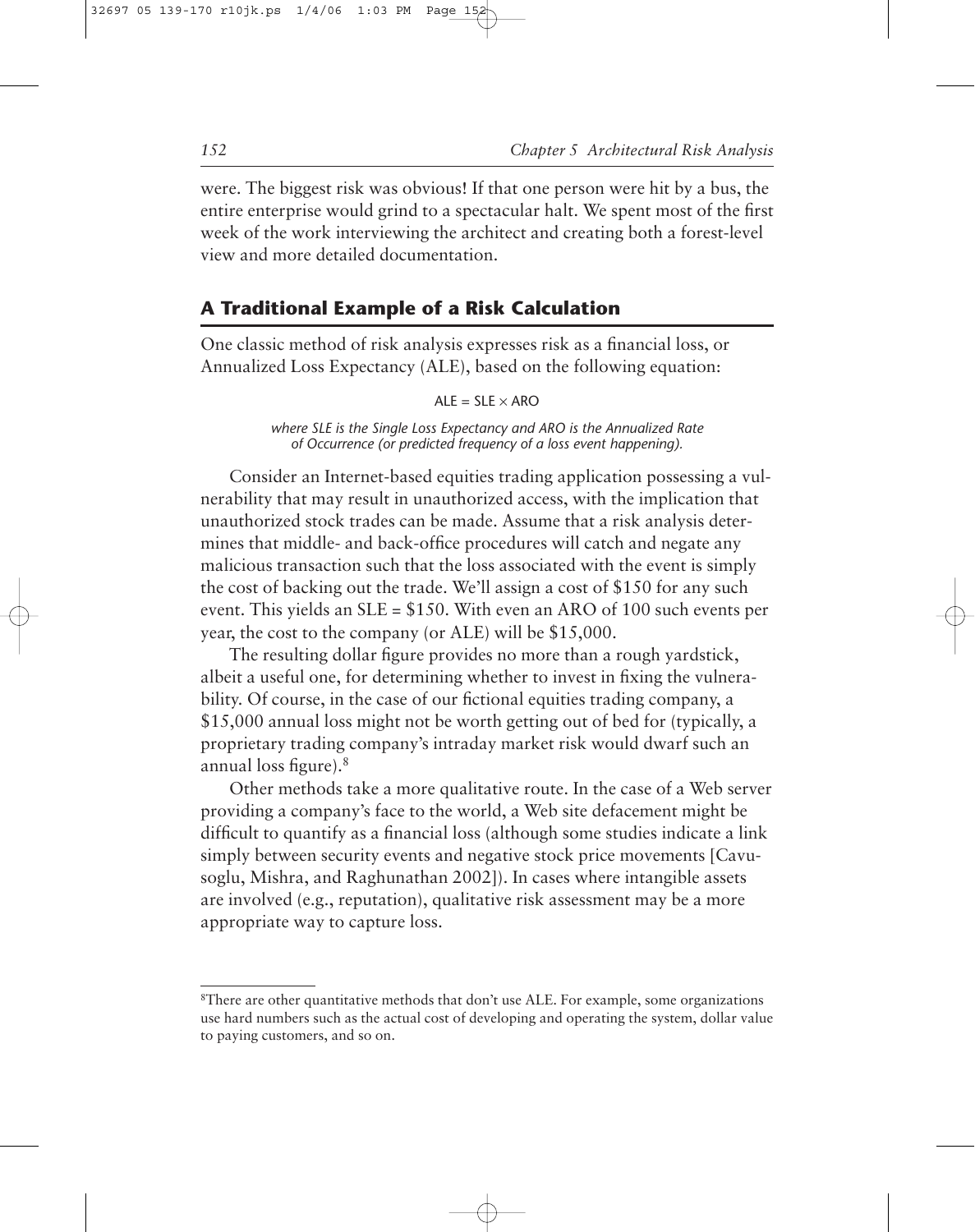were. The biggest risk was obvious! If that one person were hit by a bus, the entire enterprise would grind to a spectacular halt. We spent most of the first week of the work interviewing the architect and creating both a forest-level view and more detailed documentation.

## A Traditional Example of a Risk Calculation

One classic method of risk analysis expresses risk as a financial loss, or Annualized Loss Expectancy (ALE), based on the following equation:

$$ALE = SLE \times ARO$$

*where SLE is the Single Loss Expectancy and ARO is the Annualized Rate of Occurrence (or predicted frequency of a loss event happening).*

Consider an Internet-based equities trading application possessing a vulnerability that may result in unauthorized access, with the implication that unauthorized stock trades can be made. Assume that a risk analysis determines that middle- and back-office procedures will catch and negate any malicious transaction such that the loss associated with the event is simply the cost of backing out the trade. We'll assign a cost of $150 for any such event. This yields an SLE = $150. With even an ARO of 100 such events per year, the cost to the company (or ALE) will be $15,000.

The resulting dollar figure provides no more than a rough yardstick, albeit a useful one, for determining whether to invest in fixing the vulnerability. Of course, in the case of our fictional equities trading company, a $15,000 annual loss might not be worth getting out of bed for (typically, a proprietary trading company's intraday market risk would dwarf such an annual loss figure).[8]

Other methods take a more qualitative route. In the case of a Web server providing a company's face to the world, a Web site defacement might be difficult to quantify as a financial loss (although some studies indicate a link simply between security events and negative stock price movements [Cavusoglu, Mishra, and Raghunathan 2002]). In cases where intangible assets are involved (e.g., reputation), qualitative risk assessment may be a more appropriate way to capture loss.

---

[8] There are other quantitative methods that don't use ALE. For example, some organizations use hard numbers such as the actual cost of developing and operating the system, dollar value to paying customers, and so on.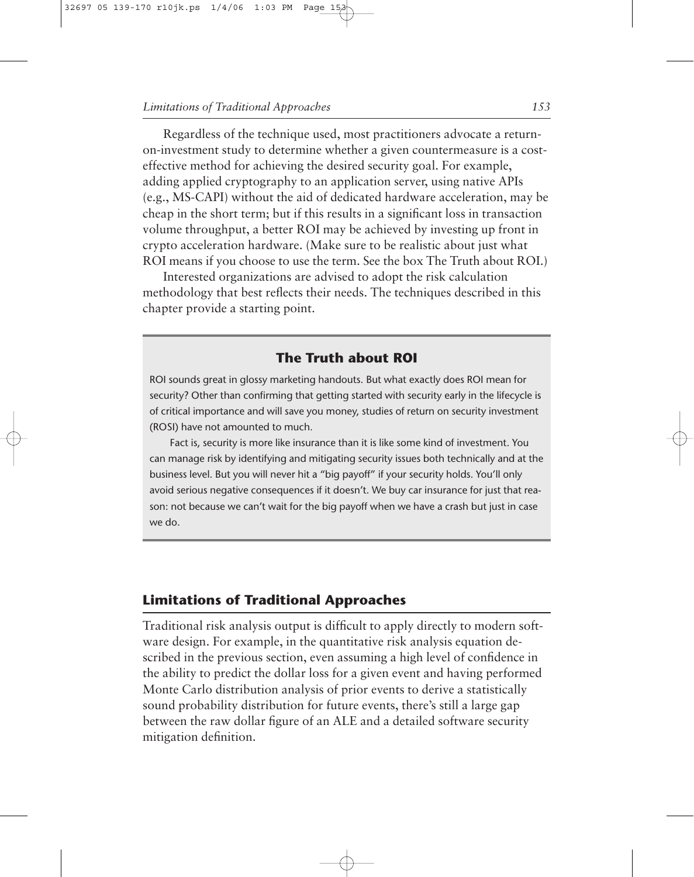Regardless of the technique used, most practitioners advocate a return-on-investment study to determine whether a given countermeasure is a cost-effective method for achieving the desired security goal. For example, adding applied cryptography to an application server, using native APIs (e.g., MS-CAPI) without the aid of dedicated hardware acceleration, may be cheap in the short term; but if this results in a significant loss in transaction volume throughput, a better ROI may be achieved by investing up front in crypto acceleration hardware. (Make sure to be realistic about just what ROI means if you choose to use the term. See the box The Truth about ROI.)

Interested organizations are advised to adopt the risk calculation methodology that best reflects their needs. The techniques described in this chapter provide a starting point.

### The Truth about ROI

ROI sounds great in glossy marketing handouts. But what exactly does ROI mean for security? Other than confirming that getting started with security early in the lifecycle is of critical importance and will save you money, studies of return on security investment (ROSI) have not amounted to much.

Fact is, security is more like insurance than it is like some kind of investment. You can manage risk by identifying and mitigating security issues both technically and at the business level. But you will never hit a "big payoff" if your security holds. You'll only avoid serious negative consequences if it doesn't. We buy car insurance for just that reason: not because we can't wait for the big payoff when we have a crash but just in case we do.

## Limitations of Traditional Approaches

Traditional risk analysis output is difficult to apply directly to modern software design. For example, in the quantitative risk analysis equation described in the previous section, even assuming a high level of confidence in the ability to predict the dollar loss for a given event and having performed Monte Carlo distribution analysis of prior events to derive a statistically sound probability distribution for future events, there's still a large gap between the raw dollar figure of an ALE and a detailed software security mitigation definition.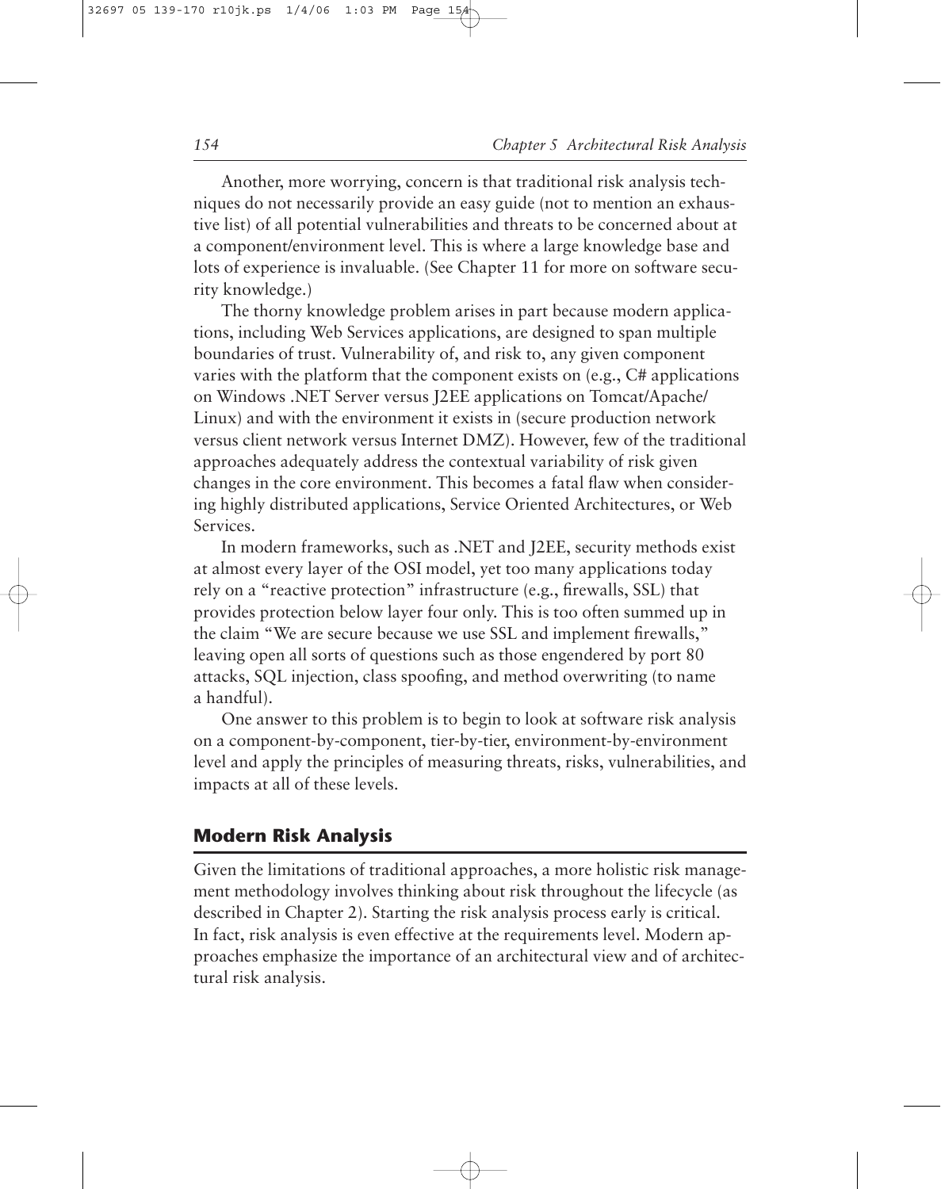Another, more worrying, concern is that traditional risk analysis techniques do not necessarily provide an easy guide (not to mention an exhaustive list) of all potential vulnerabilities and threats to be concerned about at a component/environment level. This is where a large knowledge base and lots of experience is invaluable. (See Chapter 11 for more on software security knowledge.)

The thorny knowledge problem arises in part because modern applications, including Web Services applications, are designed to span multiple boundaries of trust. Vulnerability of, and risk to, any given component varies with the platform that the component exists on (e.g., C# applications on Windows .NET Server versus J2EE applications on Tomcat/Apache/Linux) and with the environment it exists in (secure production network versus client network versus Internet DMZ). However, few of the traditional approaches adequately address the contextual variability of risk given changes in the core environment. This becomes a fatal flaw when considering highly distributed applications, Service Oriented Architectures, or Web Services.

In modern frameworks, such as .NET and J2EE, security methods exist at almost every layer of the OSI model, yet too many applications today rely on a "reactive protection" infrastructure (e.g., firewalls, SSL) that provides protection below layer four only. This is too often summed up in the claim "We are secure because we use SSL and implement firewalls," leaving open all sorts of questions such as those engendered by port 80 attacks, SQL injection, class spoofing, and method overwriting (to name a handful).

One answer to this problem is to begin to look at software risk analysis on a component-by-component, tier-by-tier, environment-by-environment level and apply the principles of measuring threats, risks, vulnerabilities, and impacts at all of these levels.

## Modern Risk Analysis

Given the limitations of traditional approaches, a more holistic risk management methodology involves thinking about risk throughout the lifecycle (as described in Chapter 2). Starting the risk analysis process early is critical. In fact, risk analysis is even effective at the requirements level. Modern approaches emphasize the importance of an architectural view and of architectural risk analysis.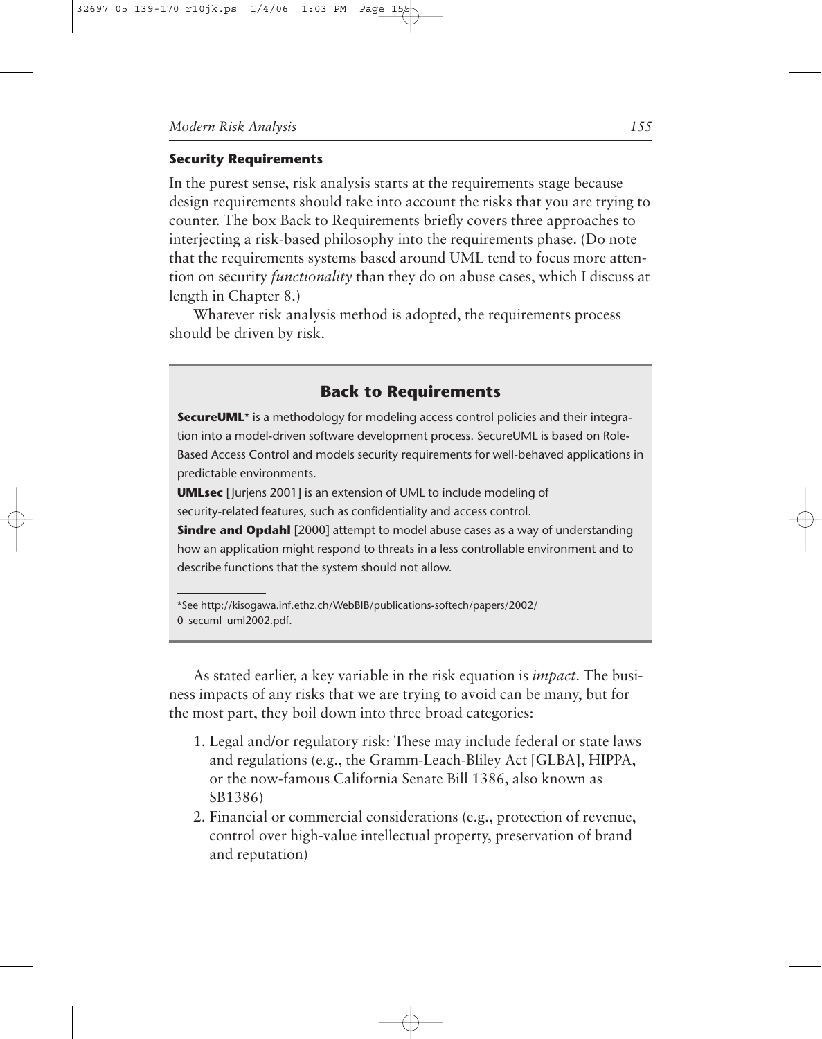### Security Requirements

In the purest sense, risk analysis starts at the requirements stage because design requirements should take into account the risks that you are trying to counter. The box Back to Requirements briefly covers three approaches to interjecting a risk-based philosophy into the requirements phase. (Do note that the requirements systems based around UML tend to focus more attention on security *functionality* than they do on abuse cases, which I discuss at length in Chapter 8.)

Whatever risk analysis method is adopted, the requirements process should be driven by risk.

## Back to Requirements

**SecureUML*** is a methodology for modeling access control policies and their integration into a model-driven software development process. SecureUML is based on Role-Based Access Control and models security requirements for well-behaved applications in predictable environments.

**UMLsec** [Jurjens 2001] is an extension of UML to include modeling of security-related features, such as confidentiality and access control.

**Sindre and Opdahl** [2000] attempt to model abuse cases as a way of understanding how an application might respond to threats in a less controllable environment and to describe functions that the system should not allow.

*See http://kisogawa.inf.ethz.ch/WebBIB/publications-softech/papers/2002/0_secuml_uml2002.pdf.

As stated earlier, a key variable in the risk equation is *impact*. The business impacts of any risks that we are trying to avoid can be many, but for the most part, they boil down into three broad categories:

1. Legal and/or regulatory risk: These may include federal or state laws and regulations (e.g., the Gramm-Leach-Bliley Act [GLBA], HIPPA, or the now-famous California Senate Bill 1386, also known as SB1386)
2. Financial or commercial considerations (e.g., protection of revenue, control over high-value intellectual property, preservation of brand and reputation)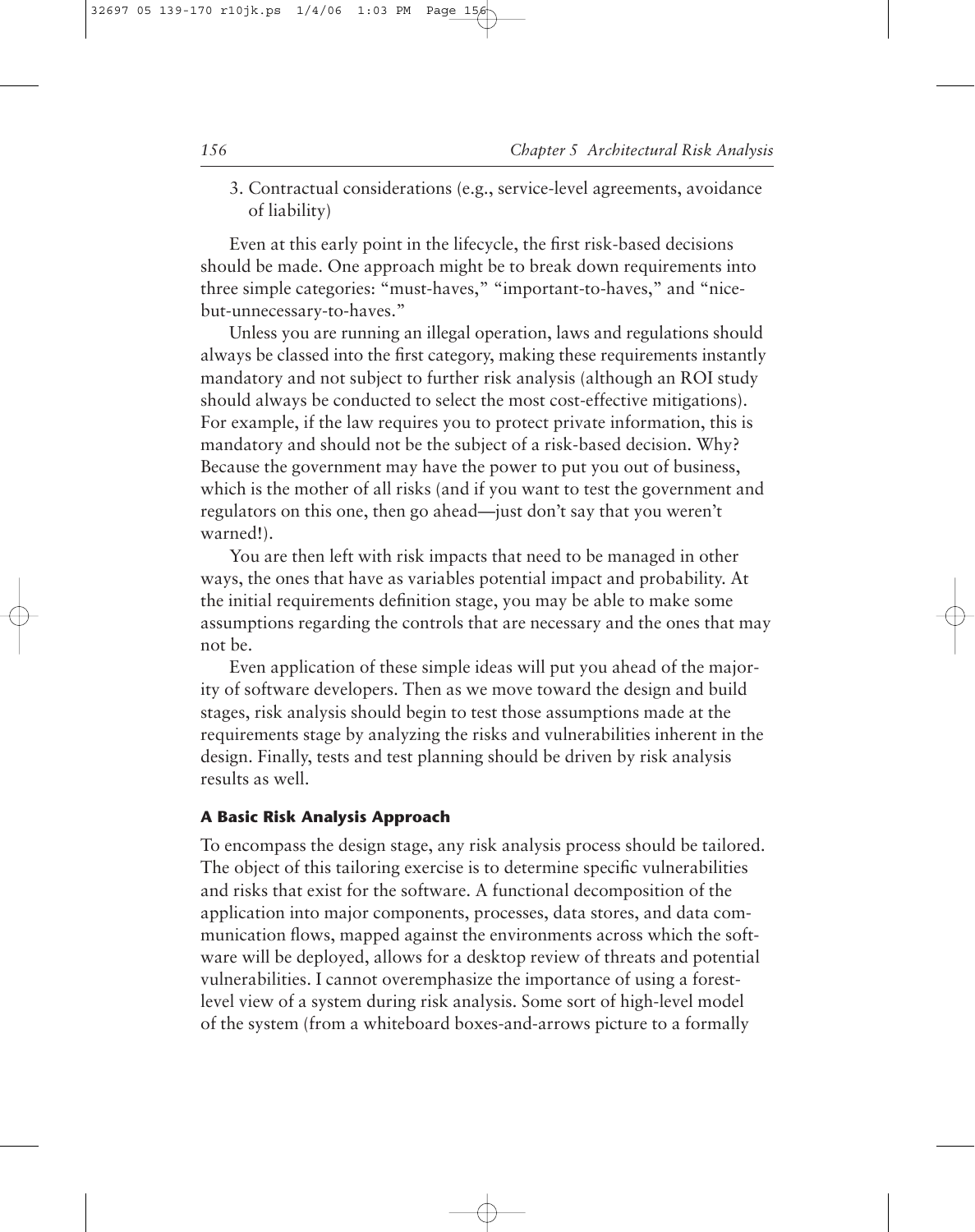3. Contractual considerations (e.g., service-level agreements, avoidance of liability)

Even at this early point in the lifecycle, the first risk-based decisions should be made. One approach might be to break down requirements into three simple categories: "must-haves," "important-to-haves," and "nice-but-unnecessary-to-haves."

Unless you are running an illegal operation, laws and regulations should always be classed into the first category, making these requirements instantly mandatory and not subject to further risk analysis (although an ROI study should always be conducted to select the most cost-effective mitigations). For example, if the law requires you to protect private information, this is mandatory and should not be the subject of a risk-based decision. Why? Because the government may have the power to put you out of business, which is the mother of all risks (and if you want to test the government and regulators on this one, then go ahead—just don't say that you weren't warned!).

You are then left with risk impacts that need to be managed in other ways, the ones that have as variables potential impact and probability. At the initial requirements definition stage, you may be able to make some assumptions regarding the controls that are necessary and the ones that may not be.

Even application of these simple ideas will put you ahead of the majority of software developers. Then as we move toward the design and build stages, risk analysis should begin to test those assumptions made at the requirements stage by analyzing the risks and vulnerabilities inherent in the design. Finally, tests and test planning should be driven by risk analysis results as well.

#### A Basic Risk Analysis Approach

To encompass the design stage, any risk analysis process should be tailored. The object of this tailoring exercise is to determine specific vulnerabilities and risks that exist for the software. A functional decomposition of the application into major components, processes, data stores, and data communication flows, mapped against the environments across which the software will be deployed, allows for a desktop review of threats and potential vulnerabilities. I cannot overemphasize the importance of using a forest-level view of a system during risk analysis. Some sort of high-level model of the system (from a whiteboard boxes-and-arrows picture to a formally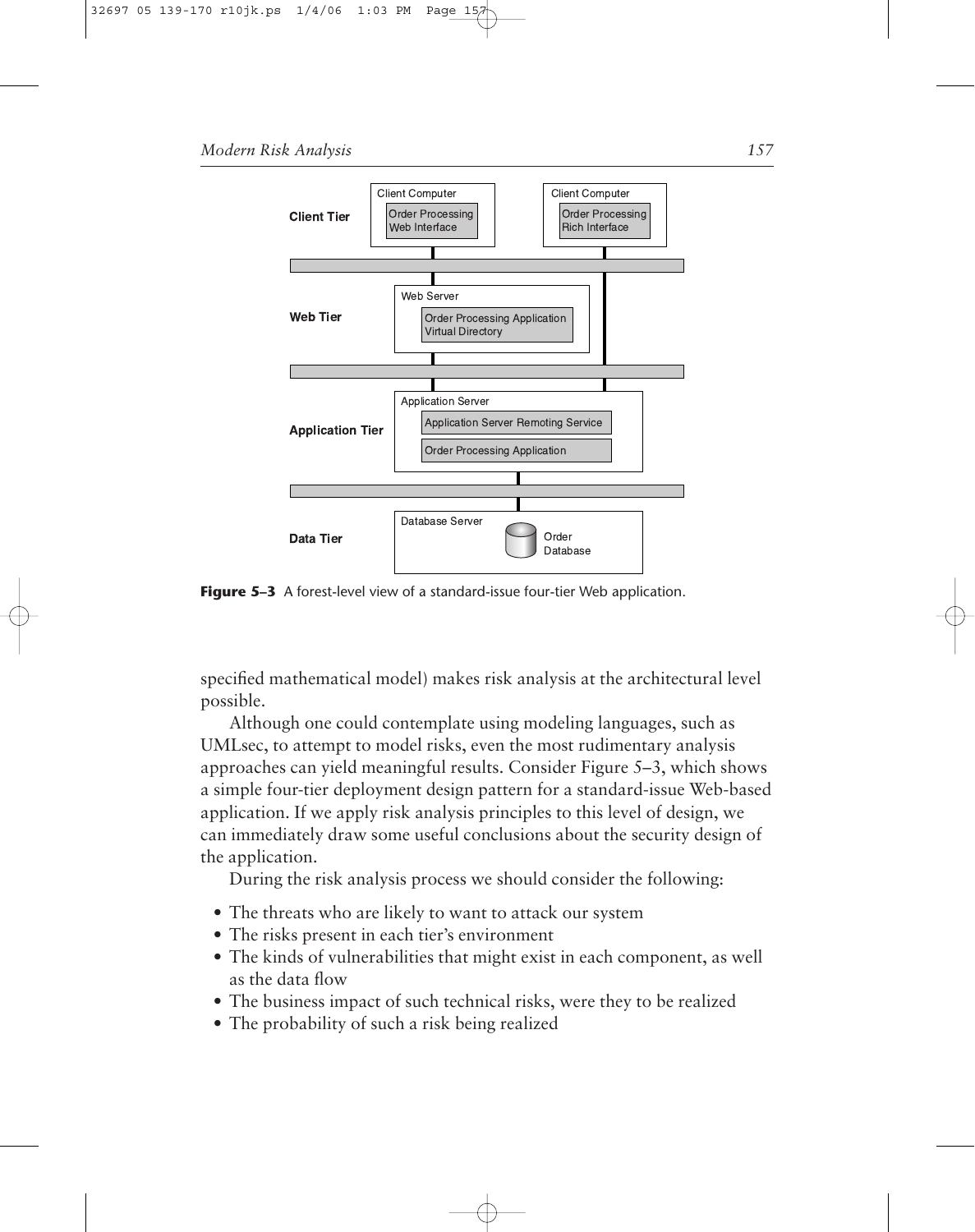**Figure 5–3** A forest-level view of a standard-issue four-tier Web application.

specified mathematical model) makes risk analysis at the architectural level possible.

Although one could contemplate using modeling languages, such as UMLsec, to attempt to model risks, even the most rudimentary analysis approaches can yield meaningful results. Consider Figure 5–3, which shows a simple four-tier deployment design pattern for a standard-issue Web-based application. If we apply risk analysis principles to this level of design, we can immediately draw some useful conclusions about the security design of the application.

During the risk analysis process we should consider the following:

- The threats who are likely to want to attack our system
- The risks present in each tier's environment
- The kinds of vulnerabilities that might exist in each component, as well as the data flow
- The business impact of such technical risks, were they to be realized
- The probability of such a risk being realized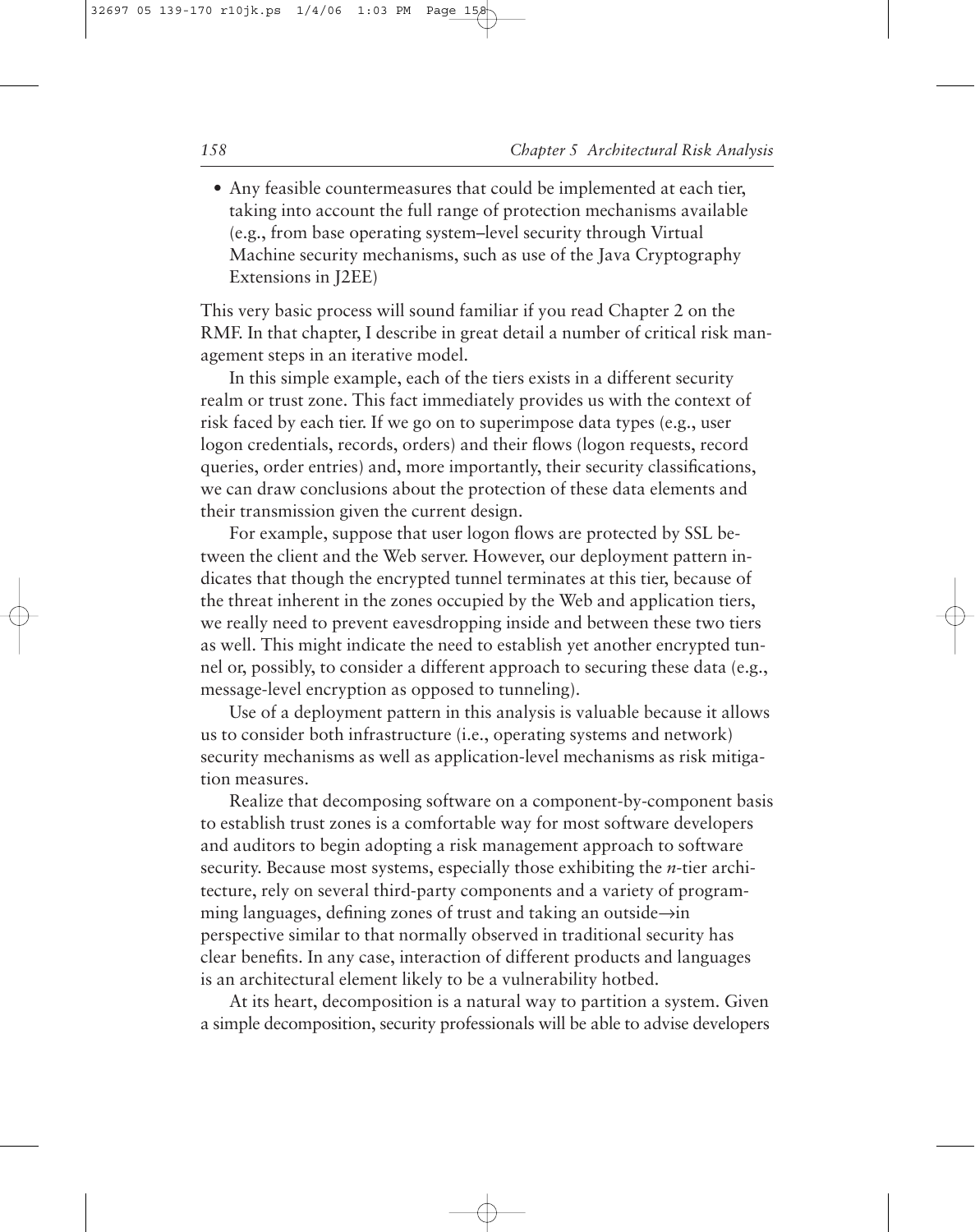- Any feasible countermeasures that could be implemented at each tier, taking into account the full range of protection mechanisms available (e.g., from base operating system–level security through Virtual Machine security mechanisms, such as use of the Java Cryptography Extensions in J2EE)

This very basic process will sound familiar if you read Chapter 2 on the RMF. In that chapter, I describe in great detail a number of critical risk management steps in an iterative model.

In this simple example, each of the tiers exists in a different security realm or trust zone. This fact immediately provides us with the context of risk faced by each tier. If we go on to superimpose data types (e.g., user logon credentials, records, orders) and their flows (logon requests, record queries, order entries) and, more importantly, their security classifications, we can draw conclusions about the protection of these data elements and their transmission given the current design.

For example, suppose that user logon flows are protected by SSL between the client and the Web server. However, our deployment pattern indicates that though the encrypted tunnel terminates at this tier, because of the threat inherent in the zones occupied by the Web and application tiers, we really need to prevent eavesdropping inside and between these two tiers as well. This might indicate the need to establish yet another encrypted tunnel or, possibly, to consider a different approach to securing these data (e.g., message-level encryption as opposed to tunneling).

Use of a deployment pattern in this analysis is valuable because it allows us to consider both infrastructure (i.e., operating systems and network) security mechanisms as well as application-level mechanisms as risk mitigation measures.

Realize that decomposing software on a component-by-component basis to establish trust zones is a comfortable way for most software developers and auditors to begin adopting a risk management approach to software security. Because most systems, especially those exhibiting the *n*-tier architecture, rely on several third-party components and a variety of programming languages, defining zones of trust and taking an outside→in perspective similar to that normally observed in traditional security has clear benefits. In any case, interaction of different products and languages is an architectural element likely to be a vulnerability hotbed.

At its heart, decomposition is a natural way to partition a system. Given a simple decomposition, security professionals will be able to advise developers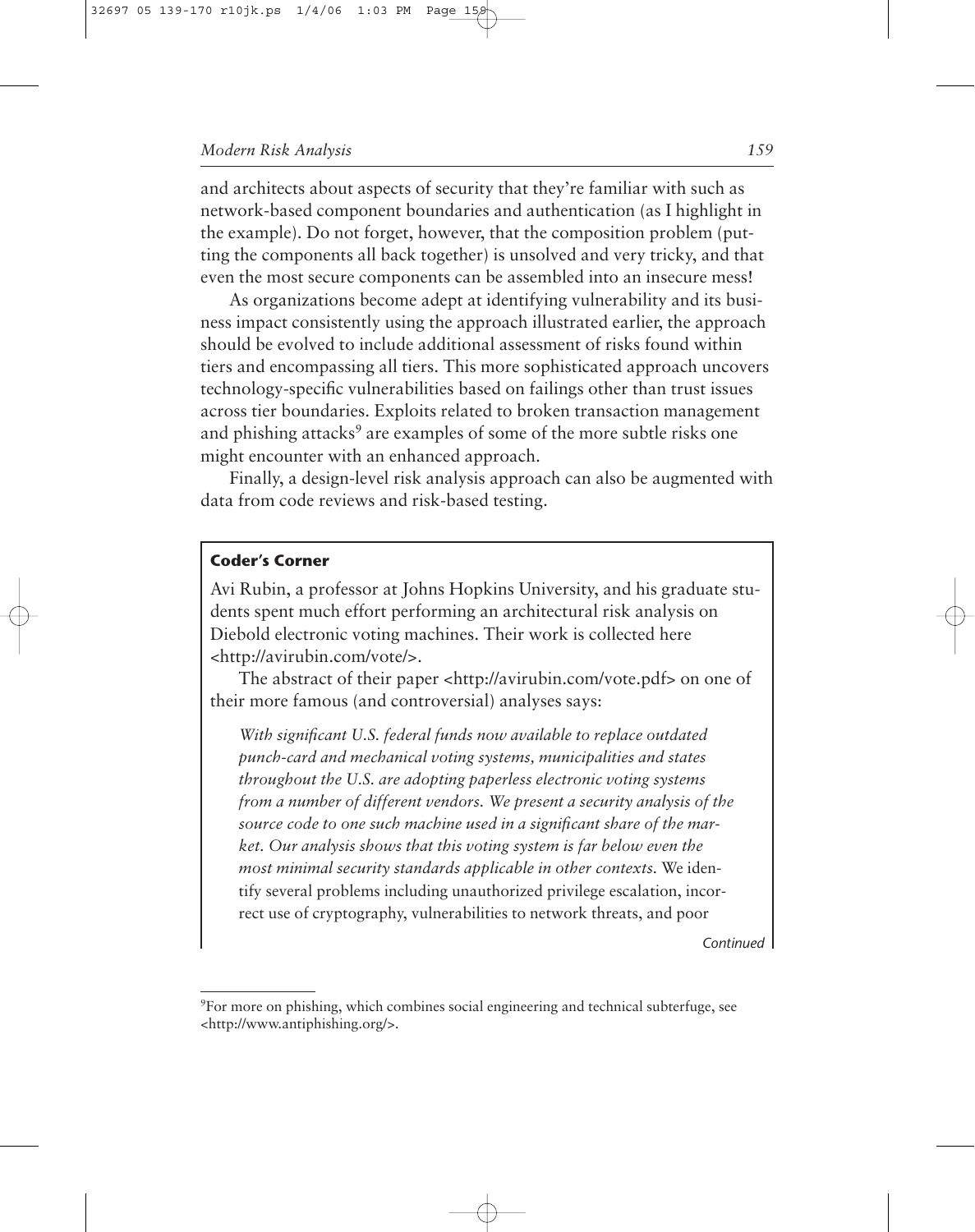and architects about aspects of security that they're familiar with such as network-based component boundaries and authentication (as I highlight in the example). Do not forget, however, that the composition problem (putting the components all back together) is unsolved and very tricky, and that even the most secure components can be assembled into an insecure mess!

As organizations become adept at identifying vulnerability and its business impact consistently using the approach illustrated earlier, the approach should be evolved to include additional assessment of risks found within tiers and encompassing all tiers. This more sophisticated approach uncovers technology-specific vulnerabilities based on failings other than trust issues across tier boundaries. Exploits related to broken transaction management and phishing attacks[9] are examples of some of the more subtle risks one might encounter with an enhanced approach.

Finally, a design-level risk analysis approach can also be augmented with data from code reviews and risk-based testing.

> **Coder's Corner**
>
> Avi Rubin, a professor at Johns Hopkins University, and his graduate students spent much effort performing an architectural risk analysis on Diebold electronic voting machines. Their work is collected here <http://avirubin.com/vote/>.
>
> The abstract of their paper <http://avirubin.com/vote.pdf> on one of their more famous (and controversial) analyses says:
>
> *With significant U.S. federal funds now available to replace outdated punch-card and mechanical voting systems, municipalities and states throughout the U.S. are adopting paperless electronic voting systems from a number of different vendors. We present a security analysis of the source code to one such machine used in a significant share of the market. Our analysis shows that this voting system is far below even the most minimal security standards applicable in other contexts.* We identify several problems including unauthorized privilege escalation, incorrect use of cryptography, vulnerabilities to network threats, and poor
>
> *Continued*

[9] For more on phishing, which combines social engineering and technical subterfuge, see <http://www.antiphishing.org/>.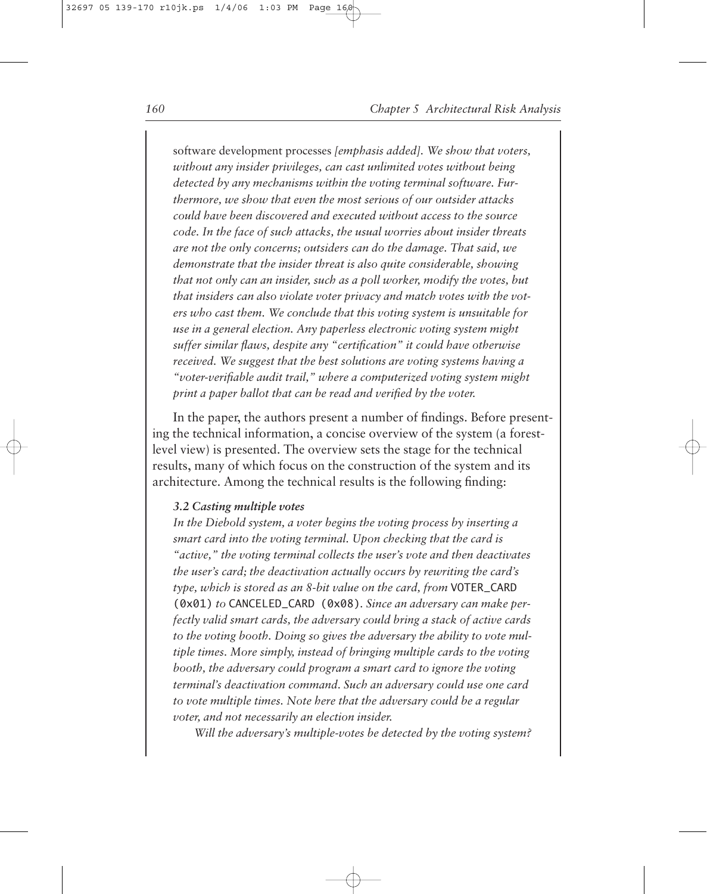software development processes *[emphasis added]. We show that voters, without any insider privileges, can cast unlimited votes without being detected by any mechanisms within the voting terminal software. Furthermore, we show that even the most serious of our outsider attacks could have been discovered and executed without access to the source code. In the face of such attacks, the usual worries about insider threats are not the only concerns; outsiders can do the damage. That said, we demonstrate that the insider threat is also quite considerable, showing that not only can an insider, such as a poll worker, modify the votes, but that insiders can also violate voter privacy and match votes with the voters who cast them. We conclude that this voting system is unsuitable for use in a general election. Any paperless electronic voting system might suffer similar flaws, despite any "certification" it could have otherwise received. We suggest that the best solutions are voting systems having a "voter-verifiable audit trail," where a computerized voting system might print a paper ballot that can be read and verified by the voter.*

In the paper, the authors present a number of findings. Before presenting the technical information, a concise overview of the system (a forest-level view) is presented. The overview sets the stage for the technical results, many of which focus on the construction of the system and its architecture. Among the technical results is the following finding:

***3.2 Casting multiple votes***

*In the Diebold system, a voter begins the voting process by inserting a smart card into the voting terminal. Upon checking that the card is "active," the voting terminal collects the user's vote and then deactivates the user's card; the deactivation actually occurs by rewriting the card's type, which is stored as an 8-bit value on the card, from* `VOTER_CARD (0x01)` *to* `CANCELED_CARD (0x08)`*. Since an adversary can make perfectly valid smart cards, the adversary could bring a stack of active cards to the voting booth. Doing so gives the adversary the ability to vote multiple times. More simply, instead of bringing multiple cards to the voting booth, the adversary could program a smart card to ignore the voting terminal's deactivation command. Such an adversary could use one card to vote multiple times. Note here that the adversary could be a regular voter, and not necessarily an election insider.*

*Will the adversary's multiple-votes be detected by the voting system?*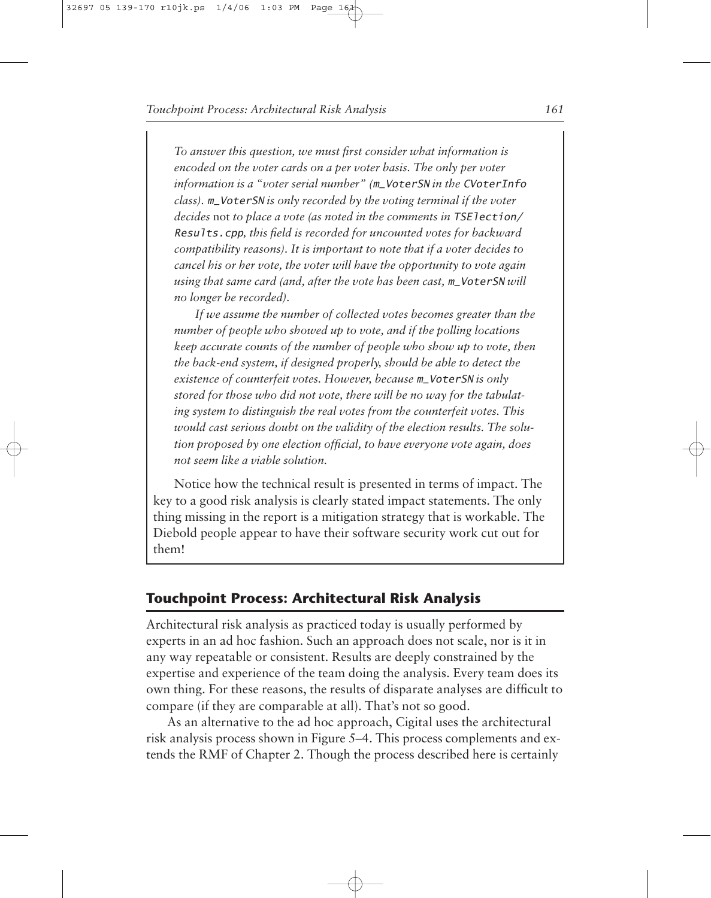*To answer this question, we must first consider what information is encoded on the voter cards on a per voter basis. The only per voter information is a "voter serial number" (`m_VoterSN` in the `CVoterInfo` class). `m_VoterSN` is only recorded by the voting terminal if the voter decides* not *to place a vote (as noted in the comments in `TSElection/Results.cpp`, this field is recorded for uncounted votes for backward compatibility reasons). It is important to note that if a voter decides to cancel his or her vote, the voter will have the opportunity to vote again using that same card (and, after the vote has been cast, `m_VoterSN` will no longer be recorded).*

*If we assume the number of collected votes becomes greater than the number of people who showed up to vote, and if the polling locations keep accurate counts of the number of people who show up to vote, then the back-end system, if designed properly, should be able to detect the existence of counterfeit votes. However, because `m_VoterSN` is only stored for those who did not vote, there will be no way for the tabulating system to distinguish the real votes from the counterfeit votes. This would cast serious doubt on the validity of the election results. The solution proposed by one election official, to have everyone vote again, does not seem like a viable solution.*

Notice how the technical result is presented in terms of impact. The key to a good risk analysis is clearly stated impact statements. The only thing missing in the report is a mitigation strategy that is workable. The Diebold people appear to have their software security work cut out for them!

## Touchpoint Process: Architectural Risk Analysis

Architectural risk analysis as practiced today is usually performed by experts in an ad hoc fashion. Such an approach does not scale, nor is it in any way repeatable or consistent. Results are deeply constrained by the expertise and experience of the team doing the analysis. Every team does its own thing. For these reasons, the results of disparate analyses are difficult to compare (if they are comparable at all). That's not so good.

As an alternative to the ad hoc approach, Cigital uses the architectural risk analysis process shown in Figure 5–4. This process complements and extends the RMF of Chapter 2. Though the process described here is certainly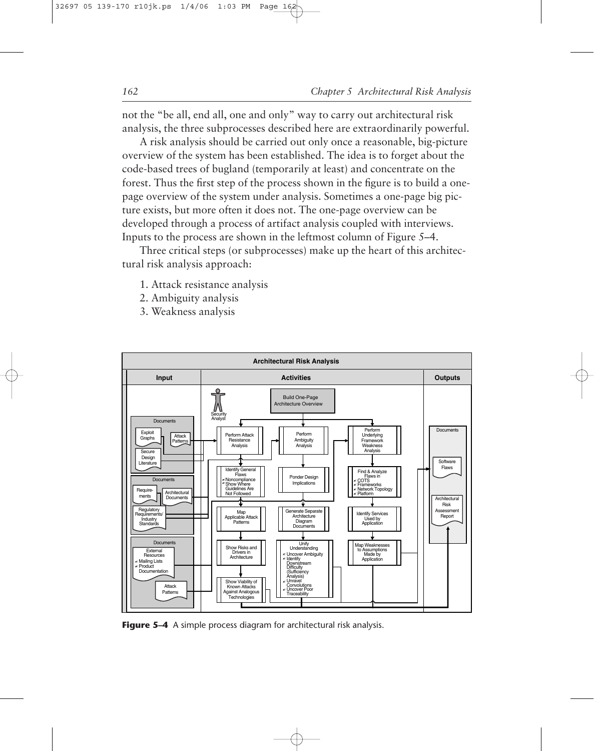not the "be all, end all, one and only" way to carry out architectural risk analysis, the three subprocesses described here are extraordinarily powerful.

A risk analysis should be carried out only once a reasonable, big-picture overview of the system has been established. The idea is to forget about the code-based trees of bugland (temporarily at least) and concentrate on the forest. Thus the first step of the process shown in the figure is to build a one-page overview of the system under analysis. Sometimes a one-page big picture exists, but more often it does not. The one-page overview can be developed through a process of artifact analysis coupled with interviews. Inputs to the process are shown in the leftmost column of Figure 5–4.

Three critical steps (or subprocesses) make up the heart of this architectural risk analysis approach:

1. Attack resistance analysis
2. Ambiguity analysis
3. Weakness analysis

**Figure 5–4** A simple process diagram for architectural risk analysis.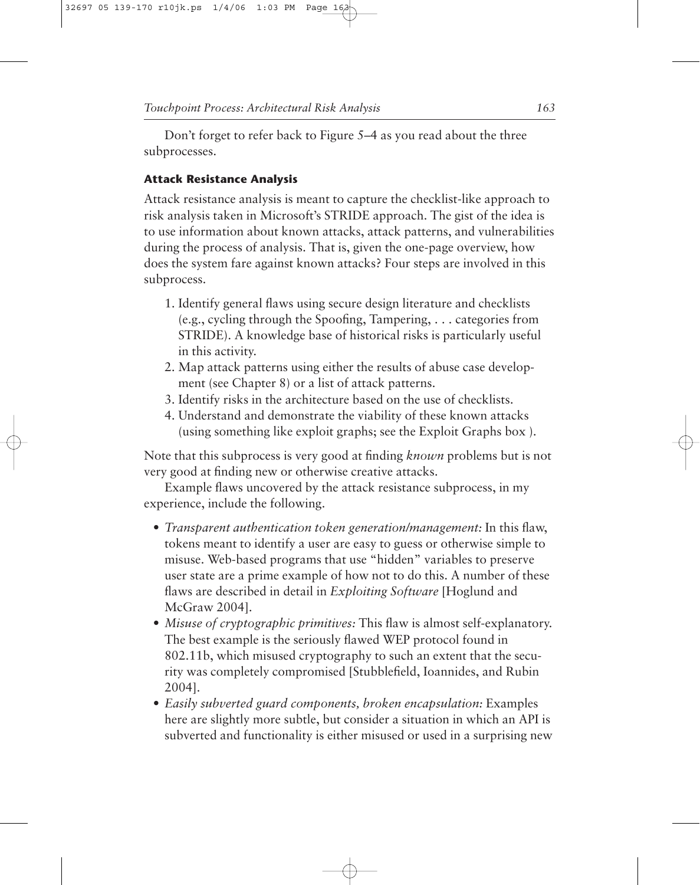Don't forget to refer back to Figure 5–4 as you read about the three subprocesses.

### Attack Resistance Analysis

Attack resistance analysis is meant to capture the checklist-like approach to risk analysis taken in Microsoft's STRIDE approach. The gist of the idea is to use information about known attacks, attack patterns, and vulnerabilities during the process of analysis. That is, given the one-page overview, how does the system fare against known attacks? Four steps are involved in this subprocess.

1. Identify general flaws using secure design literature and checklists (e.g., cycling through the Spoofing, Tampering, . . . categories from STRIDE). A knowledge base of historical risks is particularly useful in this activity.
2. Map attack patterns using either the results of abuse case development (see Chapter 8) or a list of attack patterns.
3. Identify risks in the architecture based on the use of checklists.
4. Understand and demonstrate the viability of these known attacks (using something like exploit graphs; see the Exploit Graphs box ).

Note that this subprocess is very good at finding *known* problems but is not very good at finding new or otherwise creative attacks.

Example flaws uncovered by the attack resistance subprocess, in my experience, include the following.

- *Transparent authentication token generation/management:* In this flaw, tokens meant to identify a user are easy to guess or otherwise simple to misuse. Web-based programs that use "hidden" variables to preserve user state are a prime example of how not to do this. A number of these flaws are described in detail in *Exploiting Software* [Hoglund and McGraw 2004].
- *Misuse of cryptographic primitives:* This flaw is almost self-explanatory. The best example is the seriously flawed WEP protocol found in 802.11b, which misused cryptography to such an extent that the security was completely compromised [Stubblefield, Ioannides, and Rubin 2004].
- *Easily subverted guard components, broken encapsulation:* Examples here are slightly more subtle, but consider a situation in which an API is subverted and functionality is either misused or used in a surprising new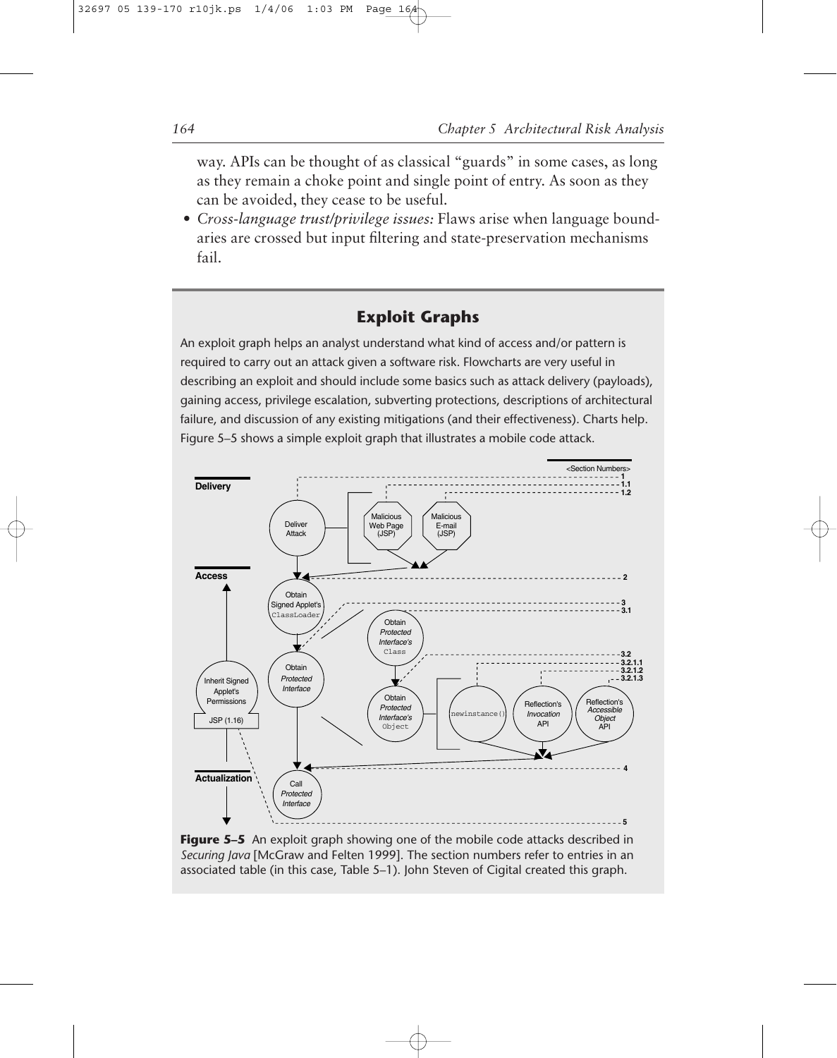way. APIs can be thought of as classical "guards" in some cases, as long as they remain a choke point and single point of entry. As soon as they can be avoided, they cease to be useful.

- *Cross-language trust/privilege issues:* Flaws arise when language boundaries are crossed but input filtering and state-preservation mechanisms fail.

## Exploit Graphs

An exploit graph helps an analyst understand what kind of access and/or pattern is required to carry out an attack given a software risk. Flowcharts are very useful in describing an exploit and should include some basics such as attack delivery (payloads), gaining access, privilege escalation, subverting protections, descriptions of architectural failure, and discussion of any existing mitigations (and their effectiveness). Charts help. Figure 5–5 shows a simple exploit graph that illustrates a mobile code attack.

**Figure 5–5** An exploit graph showing one of the mobile code attacks described in *Securing Java* [McGraw and Felten 1999]. The section numbers refer to entries in an associated table (in this case, Table 5–1). John Steven of Cigital created this graph.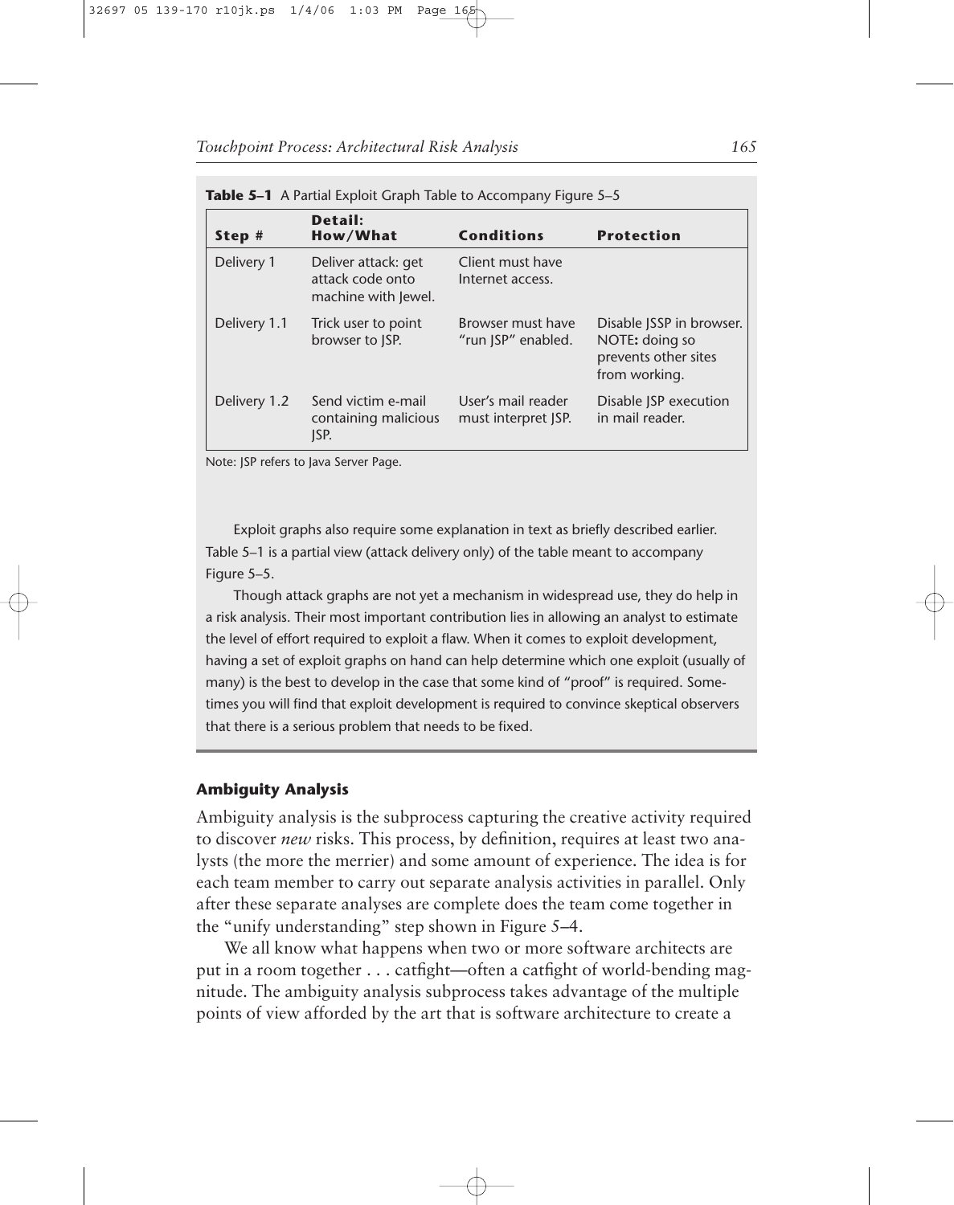**Table 5–1** A Partial Exploit Graph Table to Accompany Figure 5–5

| Step # | Detail: How/What | Conditions | Protection |
|---|---|---|---|
| Delivery 1 | Deliver attack: get attack code onto machine with Jewel. | Client must have Internet access. | |
| Delivery 1.1 | Trick user to point browser to JSP. | Browser must have "run JSP" enabled. | Disable JSSP in browser. NOTE**:** doing so prevents other sites from working. |
| Delivery 1.2 | Send victim e-mail containing malicious JSP. | User's mail reader must interpret JSP. | Disable JSP execution in mail reader. |

Note: JSP refers to Java Server Page.

Exploit graphs also require some explanation in text as briefly described earlier. Table 5–1 is a partial view (attack delivery only) of the table meant to accompany Figure 5–5.

Though attack graphs are not yet a mechanism in widespread use, they do help in a risk analysis. Their most important contribution lies in allowing an analyst to estimate the level of effort required to exploit a flaw. When it comes to exploit development, having a set of exploit graphs on hand can help determine which one exploit (usually of many) is the best to develop in the case that some kind of "proof" is required. Sometimes you will find that exploit development is required to convince skeptical observers that there is a serious problem that needs to be fixed.

#### Ambiguity Analysis

Ambiguity analysis is the subprocess capturing the creative activity required to discover *new* risks. This process, by definition, requires at least two analysts (the more the merrier) and some amount of experience. The idea is for each team member to carry out separate analysis activities in parallel. Only after these separate analyses are complete does the team come together in the "unify understanding" step shown in Figure 5–4.

We all know what happens when two or more software architects are put in a room together . . . catfight—often a catfight of world-bending magnitude. The ambiguity analysis subprocess takes advantage of the multiple points of view afforded by the art that is software architecture to create a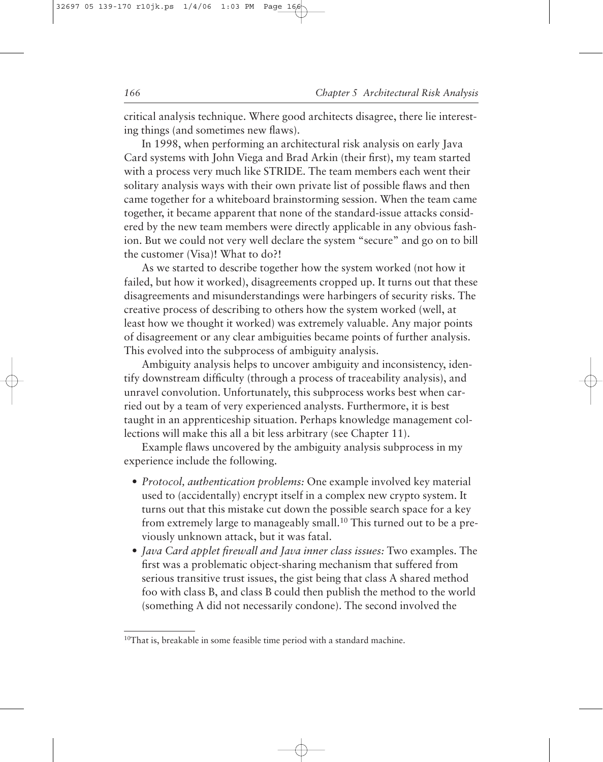critical analysis technique. Where good architects disagree, there lie interesting things (and sometimes new flaws).

In 1998, when performing an architectural risk analysis on early Java Card systems with John Viega and Brad Arkin (their first), my team started with a process very much like STRIDE. The team members each went their solitary analysis ways with their own private list of possible flaws and then came together for a whiteboard brainstorming session. When the team came together, it became apparent that none of the standard-issue attacks considered by the new team members were directly applicable in any obvious fashion. But we could not very well declare the system "secure" and go on to bill the customer (Visa)! What to do?!

As we started to describe together how the system worked (not how it failed, but how it worked), disagreements cropped up. It turns out that these disagreements and misunderstandings were harbingers of security risks. The creative process of describing to others how the system worked (well, at least how we thought it worked) was extremely valuable. Any major points of disagreement or any clear ambiguities became points of further analysis. This evolved into the subprocess of ambiguity analysis.

Ambiguity analysis helps to uncover ambiguity and inconsistency, identify downstream difficulty (through a process of traceability analysis), and unravel convolution. Unfortunately, this subprocess works best when carried out by a team of very experienced analysts. Furthermore, it is best taught in an apprenticeship situation. Perhaps knowledge management collections will make this all a bit less arbitrary (see Chapter 11).

Example flaws uncovered by the ambiguity analysis subprocess in my experience include the following.

- *Protocol, authentication problems:* One example involved key material used to (accidentally) encrypt itself in a complex new crypto system. It turns out that this mistake cut down the possible search space for a key from extremely large to manageably small.[10] This turned out to be a previously unknown attack, but it was fatal.
- *Java Card applet firewall and Java inner class issues:* Two examples. The first was a problematic object-sharing mechanism that suffered from serious transitive trust issues, the gist being that class A shared method foo with class B, and class B could then publish the method to the world (something A did not necessarily condone). The second involved the

[10] That is, breakable in some feasible time period with a standard machine.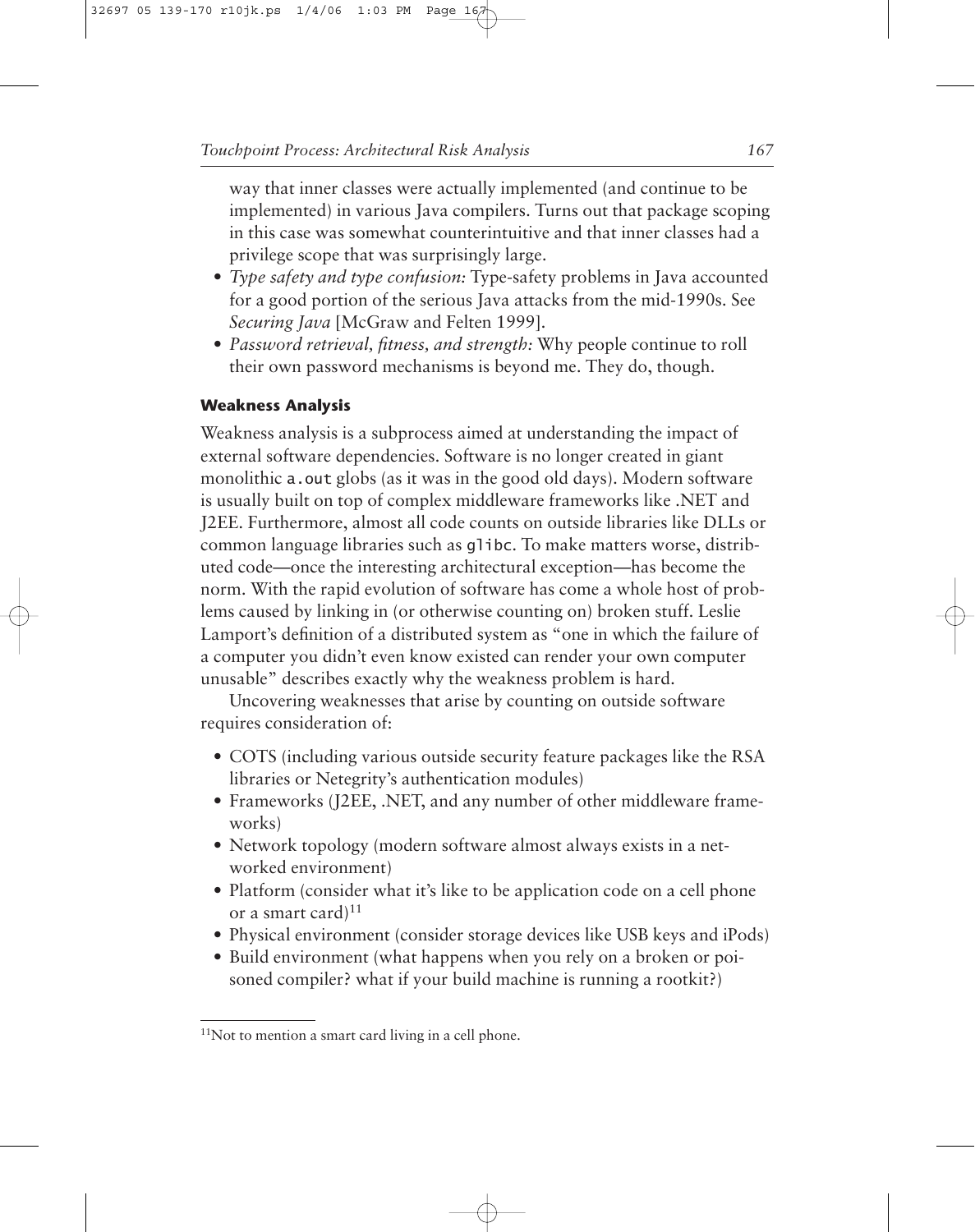way that inner classes were actually implemented (and continue to be implemented) in various Java compilers. Turns out that package scoping in this case was somewhat counterintuitive and that inner classes had a privilege scope that was surprisingly large.

- *Type safety and type confusion:* Type-safety problems in Java accounted for a good portion of the serious Java attacks from the mid-1990s. See *Securing Java* [McGraw and Felten 1999].
- *Password retrieval, fitness, and strength:* Why people continue to roll their own password mechanisms is beyond me. They do, though.

#### Weakness Analysis

Weakness analysis is a subprocess aimed at understanding the impact of external software dependencies. Software is no longer created in giant monolithic `a.out` globs (as it was in the good old days). Modern software is usually built on top of complex middleware frameworks like .NET and J2EE. Furthermore, almost all code counts on outside libraries like DLLs or common language libraries such as `glibc`. To make matters worse, distributed code—once the interesting architectural exception—has become the norm. With the rapid evolution of software has come a whole host of problems caused by linking in (or otherwise counting on) broken stuff. Leslie Lamport's definition of a distributed system as "one in which the failure of a computer you didn't even know existed can render your own computer unusable" describes exactly why the weakness problem is hard.

Uncovering weaknesses that arise by counting on outside software requires consideration of:

- COTS (including various outside security feature packages like the RSA libraries or Netegrity's authentication modules)
- Frameworks (J2EE, .NET, and any number of other middleware frameworks)
- Network topology (modern software almost always exists in a networked environment)
- Platform (consider what it's like to be application code on a cell phone or a smart card)[11]
- Physical environment (consider storage devices like USB keys and iPods)
- Build environment (what happens when you rely on a broken or poisoned compiler? what if your build machine is running a rootkit?)

---

[11] Not to mention a smart card living in a cell phone.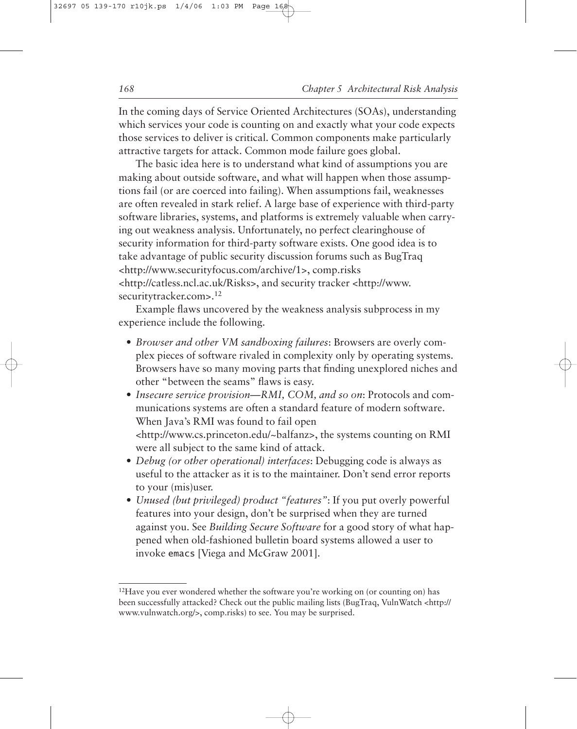In the coming days of Service Oriented Architectures (SOAs), understanding which services your code is counting on and exactly what your code expects those services to deliver is critical. Common components make particularly attractive targets for attack. Common mode failure goes global.

The basic idea here is to understand what kind of assumptions you are making about outside software, and what will happen when those assumptions fail (or are coerced into failing). When assumptions fail, weaknesses are often revealed in stark relief. A large base of experience with third-party software libraries, systems, and platforms is extremely valuable when carrying out weakness analysis. Unfortunately, no perfect clearinghouse of security information for third-party software exists. One good idea is to take advantage of public security discussion forums such as BugTraq <http://www.securityfocus.com/archive/1>, comp.risks <http://catless.ncl.ac.uk/Risks>, and security tracker <http://www.securitytracker.com>.[12]

Example flaws uncovered by the weakness analysis subprocess in my experience include the following.

- *Browser and other VM sandboxing failures*: Browsers are overly complex pieces of software rivaled in complexity only by operating systems. Browsers have so many moving parts that finding unexplored niches and other "between the seams" flaws is easy.
- *Insecure service provision—RMI, COM, and so on*: Protocols and communications systems are often a standard feature of modern software. When Java's RMI was found to fail open <http://www.cs.princeton.edu/~balfanz>, the systems counting on RMI were all subject to the same kind of attack.
- *Debug (or other operational) interfaces*: Debugging code is always as useful to the attacker as it is to the maintainer. Don't send error reports to your (mis)user.
- *Unused (but privileged) product "features"*: If you put overly powerful features into your design, don't be surprised when they are turned against you. See *Building Secure Software* for a good story of what happened when old-fashioned bulletin board systems allowed a user to invoke `emacs` [Viega and McGraw 2001].

[12]Have you ever wondered whether the software you're working on (or counting on) has been successfully attacked? Check out the public mailing lists (BugTraq, VulnWatch <http://www.vulnwatch.org/>, comp.risks) to see. You may be surprised.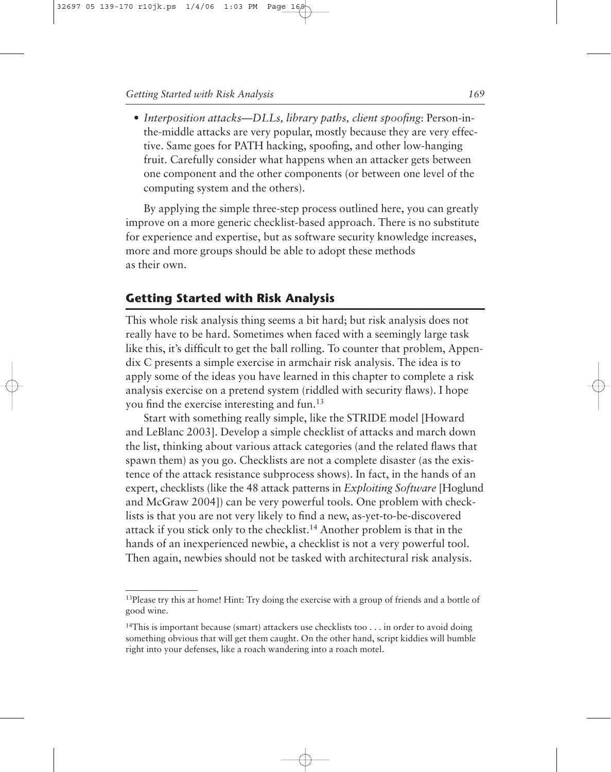- *Interposition attacks—DLLs, library paths, client spoofing*: Person-in-the-middle attacks are very popular, mostly because they are very effective. Same goes for PATH hacking, spoofing, and other low-hanging fruit. Carefully consider what happens when an attacker gets between one component and the other components (or between one level of the computing system and the others).

By applying the simple three-step process outlined here, you can greatly improve on a more generic checklist-based approach. There is no substitute for experience and expertise, but as software security knowledge increases, more and more groups should be able to adopt these methods as their own.

## Getting Started with Risk Analysis

This whole risk analysis thing seems a bit hard; but risk analysis does not really have to be hard. Sometimes when faced with a seemingly large task like this, it's difficult to get the ball rolling. To counter that problem, Appendix C presents a simple exercise in armchair risk analysis. The idea is to apply some of the ideas you have learned in this chapter to complete a risk analysis exercise on a pretend system (riddled with security flaws). I hope you find the exercise interesting and fun.[13]

Start with something really simple, like the STRIDE model [Howard and LeBlanc 2003]. Develop a simple checklist of attacks and march down the list, thinking about various attack categories (and the related flaws that spawn them) as you go. Checklists are not a complete disaster (as the existence of the attack resistance subprocess shows). In fact, in the hands of an expert, checklists (like the 48 attack patterns in *Exploiting Software* [Hoglund and McGraw 2004]) can be very powerful tools. One problem with checklists is that you are not very likely to find a new, as-yet-to-be-discovered attack if you stick only to the checklist.[14] Another problem is that in the hands of an inexperienced newbie, a checklist is not a very powerful tool. Then again, newbies should not be tasked with architectural risk analysis.

---

[13] Please try this at home! Hint: Try doing the exercise with a group of friends and a bottle of good wine.

[14] This is important because (smart) attackers use checklists too . . . in order to avoid doing something obvious that will get them caught. On the other hand, script kiddies will bumble right into your defenses, like a roach wandering into a roach motel.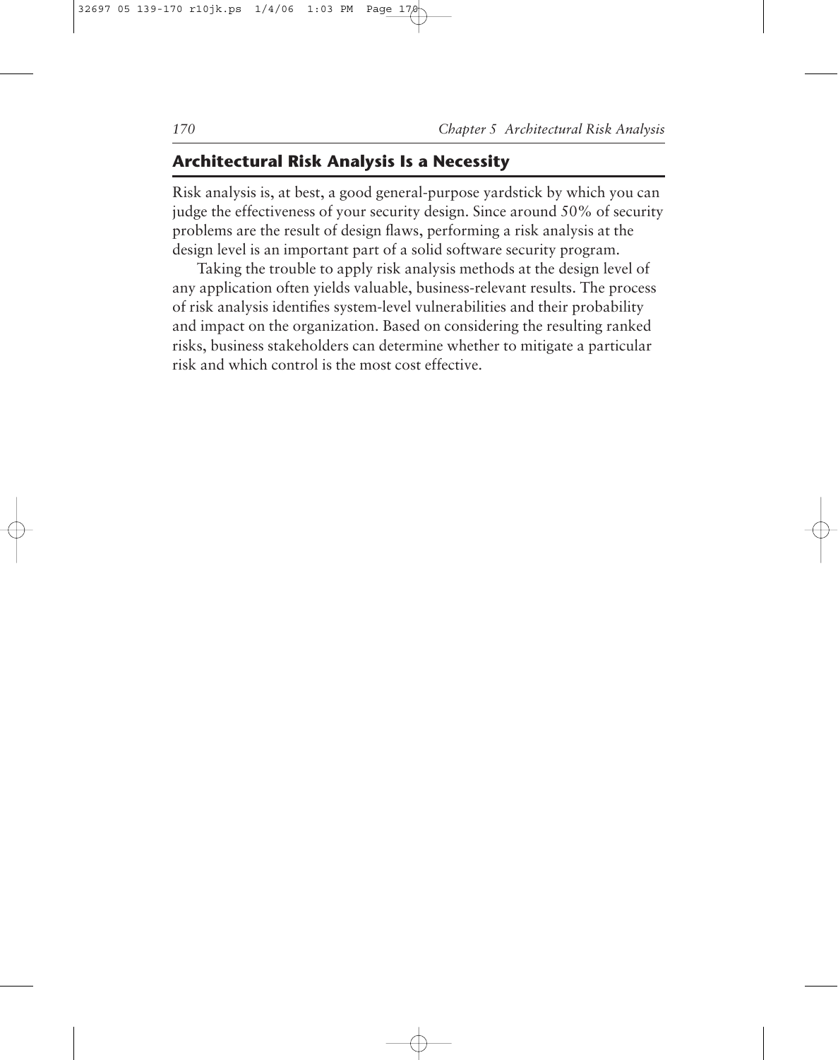## Architectural Risk Analysis Is a Necessity

Risk analysis is, at best, a good general-purpose yardstick by which you can judge the effectiveness of your security design. Since around 50% of security problems are the result of design flaws, performing a risk analysis at the design level is an important part of a solid software security program.

Taking the trouble to apply risk analysis methods at the design level of any application often yields valuable, business-relevant results. The process of risk analysis identifies system-level vulnerabilities and their probability and impact on the organization. Based on considering the resulting ranked risks, business stakeholders can determine whether to mitigate a particular risk and which control is the most cost effective.